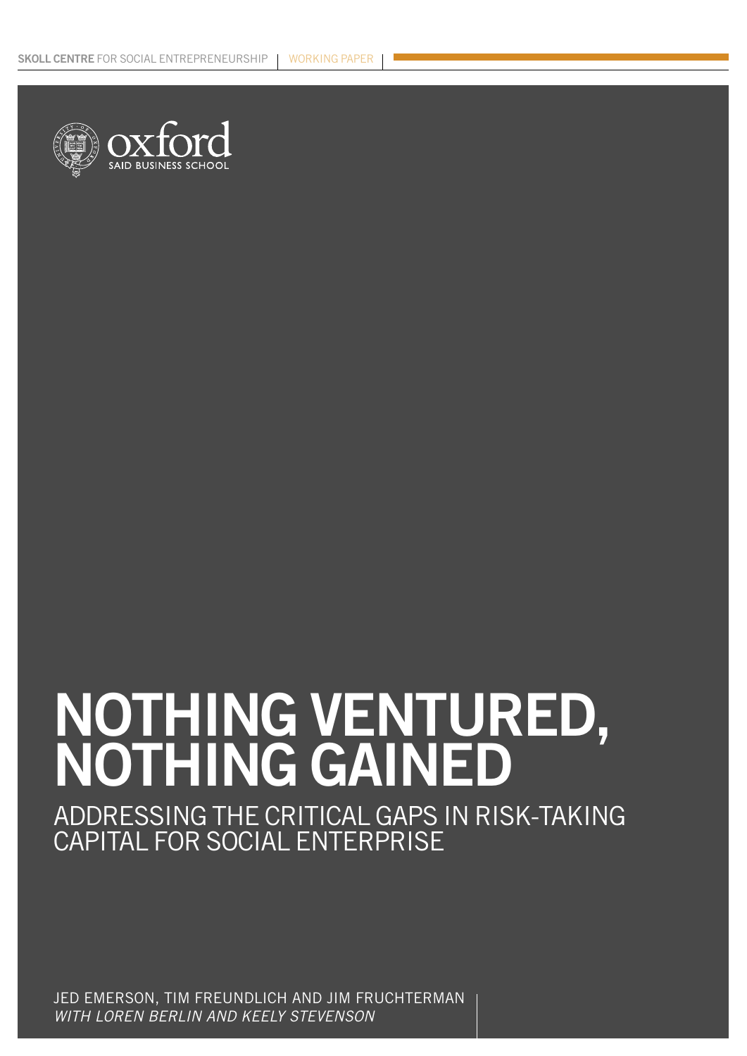SKOLL CENTRE FOR SOCIAL ENTREPRENEURSHIP | WORKING PAPER

oxford
SAID BUSINESS SCHOOL

# NOTHING VENTURED, NOTHING GAINED

## ADDRESSING THE CRITICAL GAPS IN RISK-TAKING CAPITAL FOR SOCIAL ENTERPRISE

JED EMERSON, TIM FREUNDLICH AND JIM FRUCHTERMAN
*WITH LOREN BERLIN AND KEELY STEVENSON*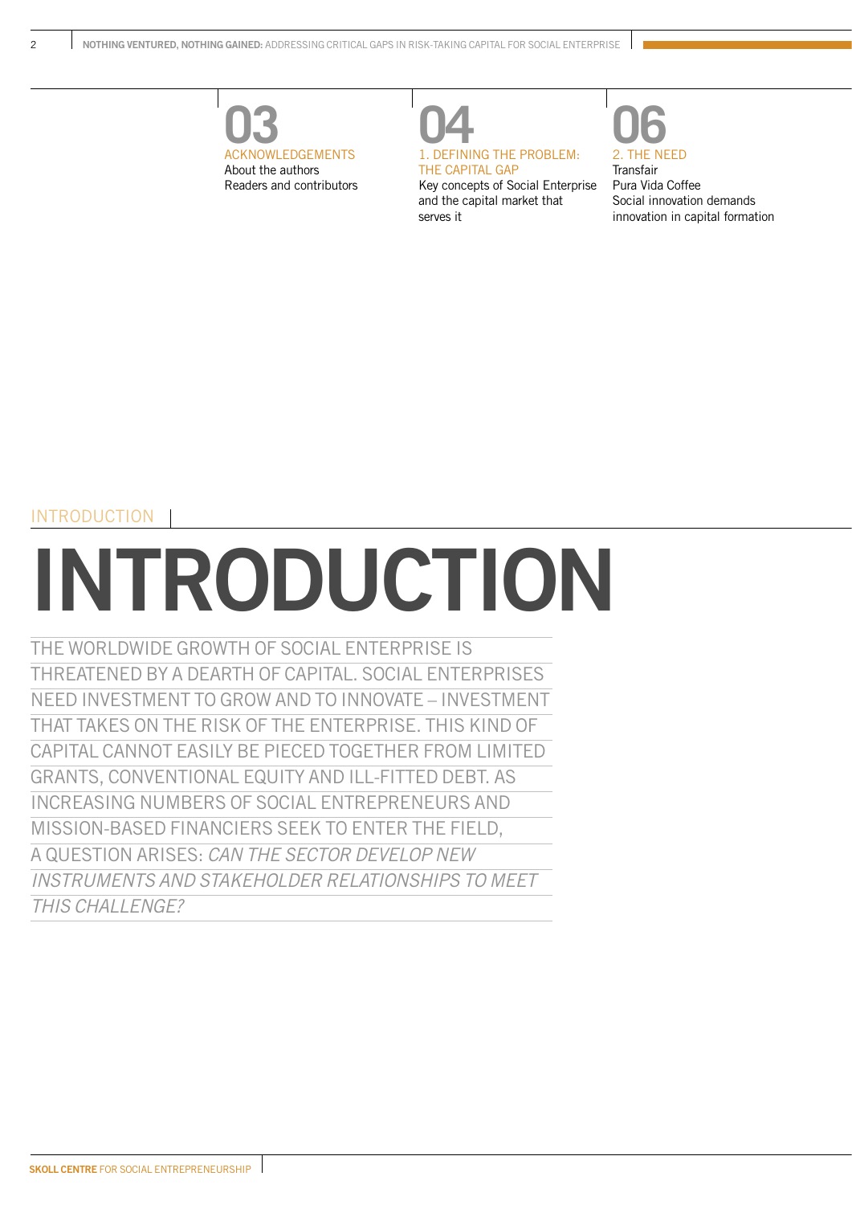**03**
ACKNOWLEDGEMENTS
About the authors
Readers and contributors

**04**
1. DEFINING THE PROBLEM: THE CAPITAL GAP
Key concepts of Social Enterprise and the capital market that serves it

**06**
2. THE NEED
Transfair
Pura Vida Coffee
Social innovation demands innovation in capital formation

INTRODUCTION

# INTRODUCTION

THE WORLDWIDE GROWTH OF SOCIAL ENTERPRISE IS THREATENED BY A DEARTH OF CAPITAL. SOCIAL ENTERPRISES NEED INVESTMENT TO GROW AND TO INNOVATE – INVESTMENT THAT TAKES ON THE RISK OF THE ENTERPRISE. THIS KIND OF CAPITAL CANNOT EASILY BE PIECED TOGETHER FROM LIMITED GRANTS, CONVENTIONAL EQUITY AND ILL-FITTED DEBT. AS INCREASING NUMBERS OF SOCIAL ENTREPRENEURS AND MISSION-BASED FINANCIERS SEEK TO ENTER THE FIELD, A QUESTION ARISES: *CAN THE SECTOR DEVELOP NEW INSTRUMENTS AND STAKEHOLDER RELATIONSHIPS TO MEET THIS CHALLENGE?*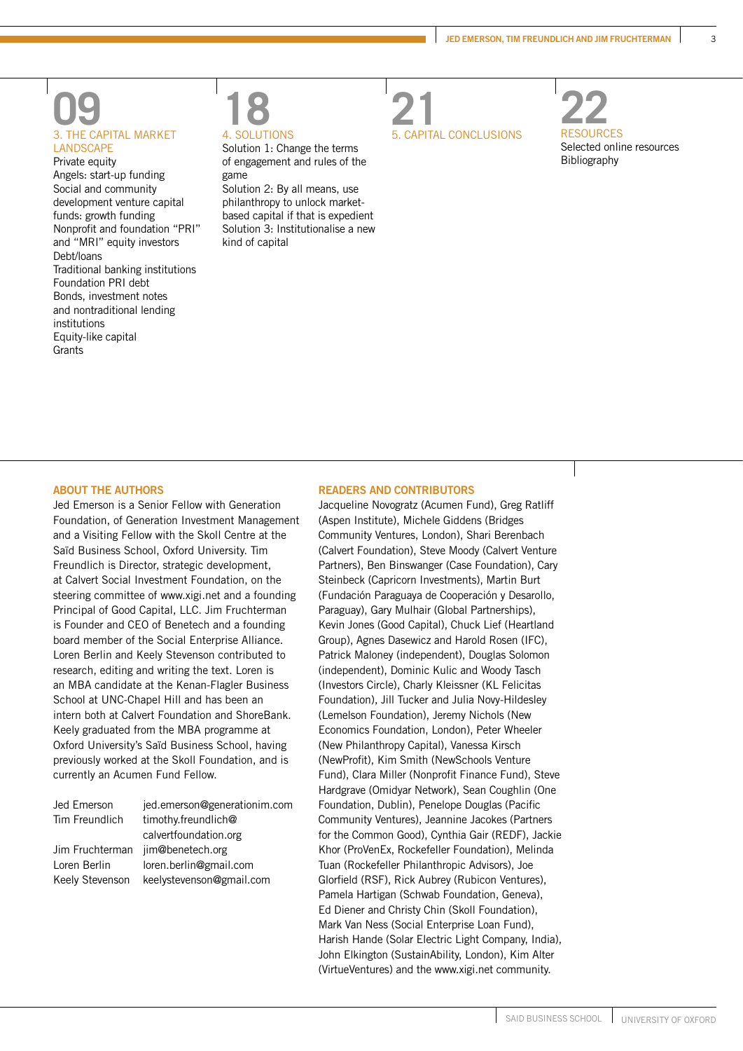## 09

### 3. THE CAPITAL MARKET LANDSCAPE

Private equity
Angels: start-up funding
Social and community development venture capital funds: growth funding
Nonprofit and foundation “PRI” and “MRI” equity investors
Debt/loans
Traditional banking institutions
Foundation PRI debt
Bonds, investment notes and nontraditional lending institutions
Equity-like capital
Grants

## 18

### 4. SOLUTIONS

Solution 1: Change the terms of engagement and rules of the game
Solution 2: By all means, use philanthropy to unlock market-based capital if that is expedient
Solution 3: Institutionalise a new kind of capital

## 21

### 5. CAPITAL CONCLUSIONS

## 22

### RESOURCES

Selected online resources
Bibliography

### ABOUT THE AUTHORS

Jed Emerson is a Senior Fellow with Generation Foundation, of Generation Investment Management and a Visiting Fellow with the Skoll Centre at the Saïd Business School, Oxford University. Tim Freundlich is Director, strategic development, at Calvert Social Investment Foundation, on the steering committee of www.xigi.net and a founding Principal of Good Capital, LLC. Jim Fruchterman is Founder and CEO of Benetech and a founding board member of the Social Enterprise Alliance. Loren Berlin and Keely Stevenson contributed to research, editing and writing the text. Loren is an MBA candidate at the Kenan-Flagler Business School at UNC-Chapel Hill and has been an intern both at Calvert Foundation and ShoreBank. Keely graduated from the MBA programme at Oxford University's Saïd Business School, having previously worked at the Skoll Foundation, and is currently an Acumen Fund Fellow.

| | |
|---|---|
| Jed Emerson | jed.emerson@generationim.com |
| Tim Freundlich | timothy.freundlich@calvertfoundation.org |
| Jim Fruchterman | jim@benetech.org |
| Loren Berlin | loren.berlin@gmail.com |
| Keely Stevenson | keelystevenson@gmail.com |

### READERS AND CONTRIBUTORS

Jacqueline Novogratz (Acumen Fund), Greg Ratliff (Aspen Institute), Michele Giddens (Bridges Community Ventures, London), Shari Berenbach (Calvert Foundation), Steve Moody (Calvert Venture Partners), Ben Binswanger (Case Foundation), Cary Steinbeck (Capricorn Investments), Martin Burt (Fundación Paraguaya de Cooperación y Desarollo, Paraguay), Gary Mulhair (Global Partnerships), Kevin Jones (Good Capital), Chuck Lief (Heartland Group), Agnes Dasewicz and Harold Rosen (IFC), Patrick Maloney (independent), Douglas Solomon (independent), Dominic Kulic and Woody Tasch (Investors Circle), Charly Kleissner (KL Felicitas Foundation), Jill Tucker and Julia Novy-Hildesley (Lemelson Foundation), Jeremy Nichols (New Economics Foundation, London), Peter Wheeler (New Philanthropy Capital), Vanessa Kirsch (NewProfit), Kim Smith (NewSchools Venture Fund), Clara Miller (Nonprofit Finance Fund), Steve Hardgrave (Omidyar Network), Sean Coughlin (One Foundation, Dublin), Penelope Douglas (Pacific Community Ventures), Jeannine Jacokes (Partners for the Common Good), Cynthia Gair (REDF), Jackie Khor (ProVenEx, Rockefeller Foundation), Melinda Tuan (Rockefeller Philanthropic Advisors), Joe Glorfield (RSF), Rick Aubrey (Rubicon Ventures), Pamela Hartigan (Schwab Foundation, Geneva), Ed Diener and Christy Chin (Skoll Foundation), Mark Van Ness (Social Enterprise Loan Fund), Harish Hande (Solar Electric Light Company, India), John Elkington (SustainAbility, London), Kim Alter (VirtueVentures) and the www.xigi.net community.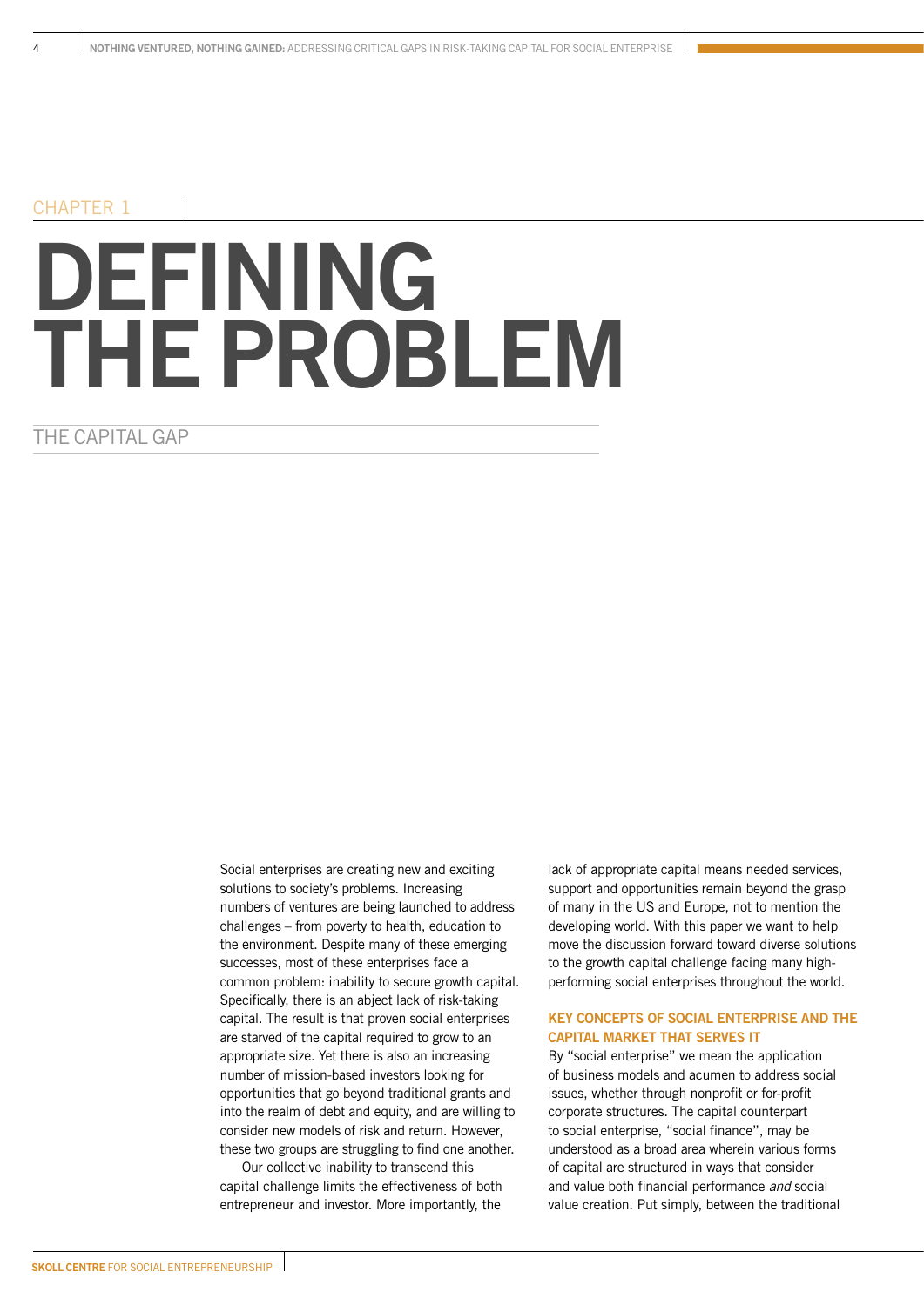CHAPTER 1

# DEFINING THE PROBLEM

## THE CAPITAL GAP

Social enterprises are creating new and exciting solutions to society's problems. Increasing numbers of ventures are being launched to address challenges – from poverty to health, education to the environment. Despite many of these emerging successes, most of these enterprises face a common problem: inability to secure growth capital. Specifically, there is an abject lack of risk-taking capital. The result is that proven social enterprises are starved of the capital required to grow to an appropriate size. Yet there is also an increasing number of mission-based investors looking for opportunities that go beyond traditional grants and into the realm of debt and equity, and are willing to consider new models of risk and return. However, these two groups are struggling to find one another.

Our collective inability to transcend this capital challenge limits the effectiveness of both entrepreneur and investor. More importantly, the lack of appropriate capital means needed services, support and opportunities remain beyond the grasp of many in the US and Europe, not to mention the developing world. With this paper we want to help move the discussion forward toward diverse solutions to the growth capital challenge facing many high-performing social enterprises throughout the world.

### KEY CONCEPTS OF SOCIAL ENTERPRISE AND THE CAPITAL MARKET THAT SERVES IT

By "social enterprise" we mean the application of business models and acumen to address social issues, whether through nonprofit or for-profit corporate structures. The capital counterpart to social enterprise, "social finance", may be understood as a broad area wherein various forms of capital are structured in ways that consider and value both financial performance *and* social value creation. Put simply, between the traditional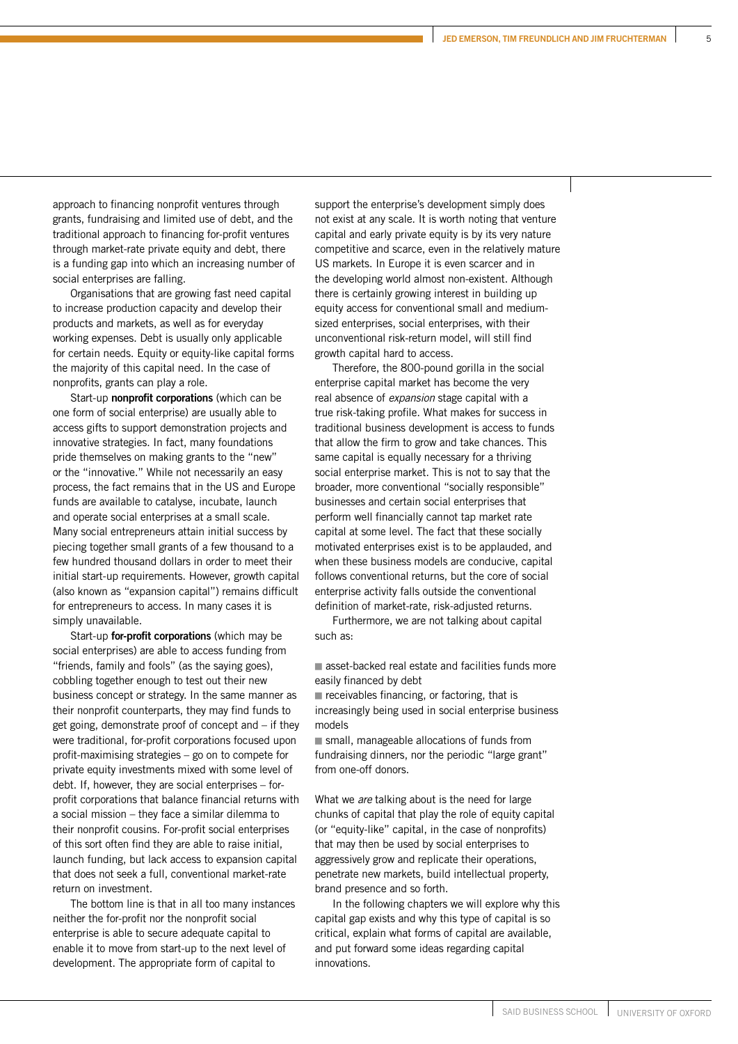approach to financing nonprofit ventures through grants, fundraising and limited use of debt, and the traditional approach to financing for-profit ventures through market-rate private equity and debt, there is a funding gap into which an increasing number of social enterprises are falling.

Organisations that are growing fast need capital to increase production capacity and develop their products and markets, as well as for everyday working expenses. Debt is usually only applicable for certain needs. Equity or equity-like capital forms the majority of this capital need. In the case of nonprofits, grants can play a role.

Start-up **nonprofit corporations** (which can be one form of social enterprise) are usually able to access gifts to support demonstration projects and innovative strategies. In fact, many foundations pride themselves on making grants to the "new" or the "innovative." While not necessarily an easy process, the fact remains that in the US and Europe funds are available to catalyse, incubate, launch and operate social enterprises at a small scale. Many social entrepreneurs attain initial success by piecing together small grants of a few thousand to a few hundred thousand dollars in order to meet their initial start-up requirements. However, growth capital (also known as "expansion capital") remains difficult for entrepreneurs to access. In many cases it is simply unavailable.

Start-up **for-profit corporations** (which may be social enterprises) are able to access funding from "friends, family and fools" (as the saying goes), cobbling together enough to test out their new business concept or strategy. In the same manner as their nonprofit counterparts, they may find funds to get going, demonstrate proof of concept and – if they were traditional, for-profit corporations focused upon profit-maximising strategies – go on to compete for private equity investments mixed with some level of debt. If, however, they are social enterprises – for-profit corporations that balance financial returns with a social mission – they face a similar dilemma to their nonprofit cousins. For-profit social enterprises of this sort often find they are able to raise initial, launch funding, but lack access to expansion capital that does not seek a full, conventional market-rate return on investment.

The bottom line is that in all too many instances neither the for-profit nor the nonprofit social enterprise is able to secure adequate capital to enable it to move from start-up to the next level of development. The appropriate form of capital to support the enterprise's development simply does not exist at any scale. It is worth noting that venture capital and early private equity is by its very nature competitive and scarce, even in the relatively mature US markets. In Europe it is even scarcer and in the developing world almost non-existent. Although there is certainly growing interest in building up equity access for conventional small and medium-sized enterprises, social enterprises, with their unconventional risk-return model, will still find growth capital hard to access.

Therefore, the 800-pound gorilla in the social enterprise capital market has become the very real absence of *expansion* stage capital with a true risk-taking profile. What makes for success in traditional business development is access to funds that allow the firm to grow and take chances. This same capital is equally necessary for a thriving social enterprise market. This is not to say that the broader, more conventional "socially responsible" businesses and certain social enterprises that perform well financially cannot tap market rate capital at some level. The fact that these socially motivated enterprises exist is to be applauded, and when these business models are conducive, capital follows conventional returns, but the core of social enterprise activity falls outside the conventional definition of market-rate, risk-adjusted returns.

Furthermore, we are not talking about capital such as:

- asset-backed real estate and facilities funds more easily financed by debt
- receivables financing, or factoring, that is increasingly being used in social enterprise business models
- small, manageable allocations of funds from fundraising dinners, nor the periodic "large grant" from one-off donors.

What we *are* talking about is the need for large chunks of capital that play the role of equity capital (or "equity-like" capital, in the case of nonprofits) that may then be used by social enterprises to aggressively grow and replicate their operations, penetrate new markets, build intellectual property, brand presence and so forth.

In the following chapters we will explore why this capital gap exists and why this type of capital is so critical, explain what forms of capital are available, and put forward some ideas regarding capital innovations.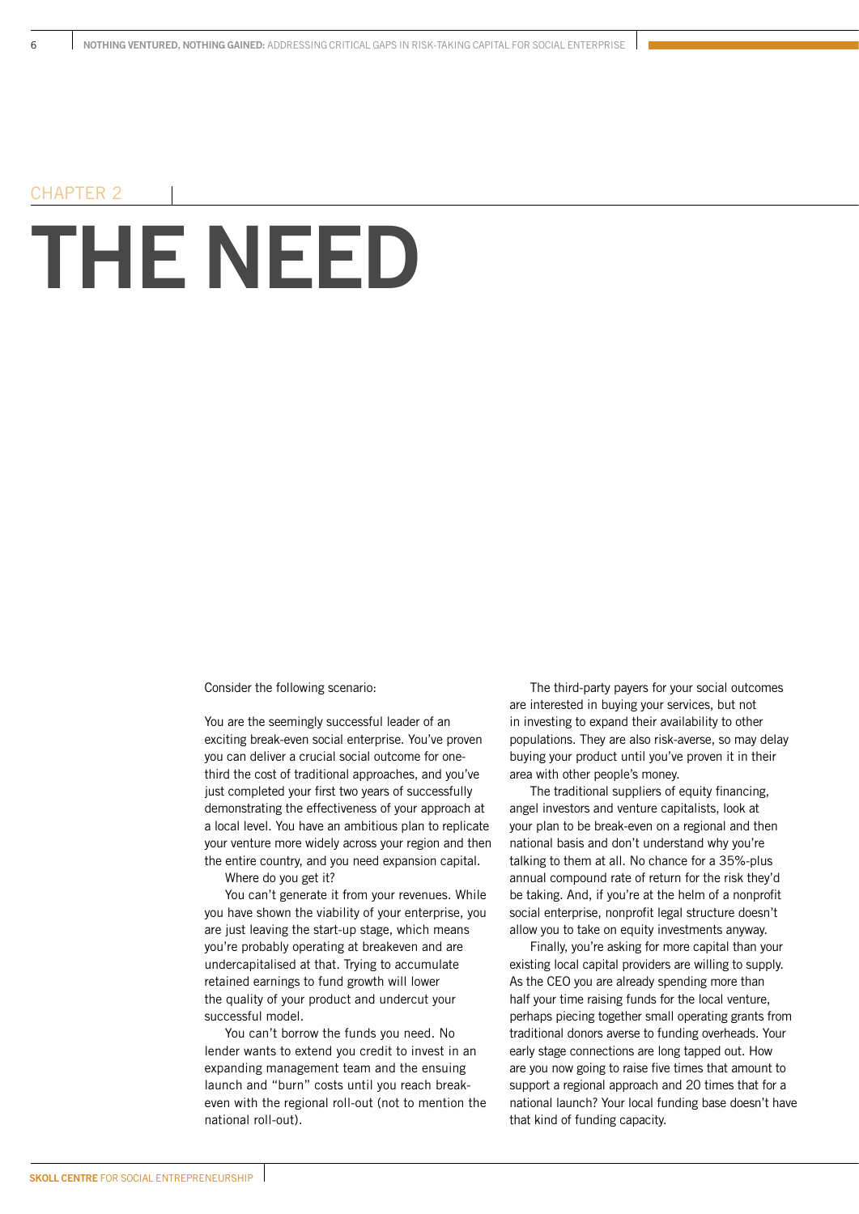CHAPTER 2

# THE NEED

Consider the following scenario:

You are the seemingly successful leader of an exciting break-even social enterprise. You've proven you can deliver a crucial social outcome for one-third the cost of traditional approaches, and you've just completed your first two years of successfully demonstrating the effectiveness of your approach at a local level. You have an ambitious plan to replicate your venture more widely across your region and then the entire country, and you need expansion capital.

Where do you get it?

You can't generate it from your revenues. While you have shown the viability of your enterprise, you are just leaving the start-up stage, which means you're probably operating at breakeven and are undercapitalised at that. Trying to accumulate retained earnings to fund growth will lower the quality of your product and undercut your successful model.

You can't borrow the funds you need. No lender wants to extend you credit to invest in an expanding management team and the ensuing launch and "burn" costs until you reach break-even with the regional roll-out (not to mention the national roll-out).

The third-party payers for your social outcomes are interested in buying your services, but not in investing to expand their availability to other populations. They are also risk-averse, so may delay buying your product until you've proven it in their area with other people's money.

The traditional suppliers of equity financing, angel investors and venture capitalists, look at your plan to be break-even on a regional and then national basis and don't understand why you're talking to them at all. No chance for a 35%-plus annual compound rate of return for the risk they'd be taking. And, if you're at the helm of a nonprofit social enterprise, nonprofit legal structure doesn't allow you to take on equity investments anyway.

Finally, you're asking for more capital than your existing local capital providers are willing to supply. As the CEO you are already spending more than half your time raising funds for the local venture, perhaps piecing together small operating grants from traditional donors averse to funding overheads. Your early stage connections are long tapped out. How are you now going to raise five times that amount to support a regional approach and 20 times that for a national launch? Your local funding base doesn't have that kind of funding capacity.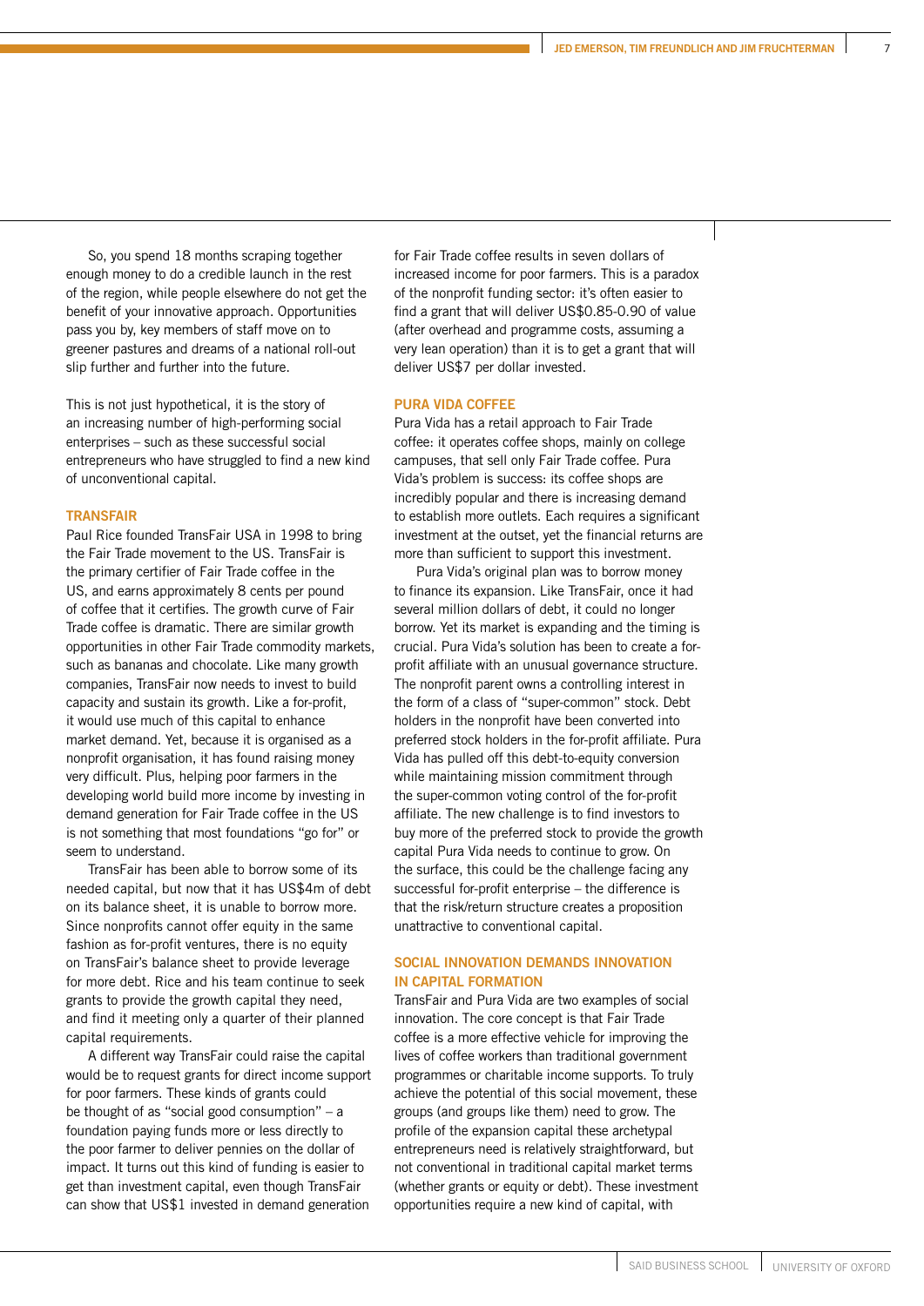So, you spend 18 months scraping together enough money to do a credible launch in the rest of the region, while people elsewhere do not get the benefit of your innovative approach. Opportunities pass you by, key members of staff move on to greener pastures and dreams of a national roll-out slip further and further into the future.

This is not just hypothetical, it is the story of an increasing number of high-performing social enterprises – such as these successful social entrepreneurs who have struggled to find a new kind of unconventional capital.

### TRANSFAIR

Paul Rice founded TransFair USA in 1998 to bring the Fair Trade movement to the US. TransFair is the primary certifier of Fair Trade coffee in the US, and earns approximately 8 cents per pound of coffee that it certifies. The growth curve of Fair Trade coffee is dramatic. There are similar growth opportunities in other Fair Trade commodity markets, such as bananas and chocolate. Like many growth companies, TransFair now needs to invest to build capacity and sustain its growth. Like a for-profit, it would use much of this capital to enhance market demand. Yet, because it is organised as a nonprofit organisation, it has found raising money very difficult. Plus, helping poor farmers in the developing world build more income by investing in demand generation for Fair Trade coffee in the US is not something that most foundations "go for" or seem to understand.

TransFair has been able to borrow some of its needed capital, but now that it has US$4m of debt on its balance sheet, it is unable to borrow more. Since nonprofits cannot offer equity in the same fashion as for-profit ventures, there is no equity on TransFair's balance sheet to provide leverage for more debt. Rice and his team continue to seek grants to provide the growth capital they need, and find it meeting only a quarter of their planned capital requirements.

A different way TransFair could raise the capital would be to request grants for direct income support for poor farmers. These kinds of grants could be thought of as "social good consumption" – a foundation paying funds more or less directly to the poor farmer to deliver pennies on the dollar of impact. It turns out this kind of funding is easier to get than investment capital, even though TransFair can show that US$1 invested in demand generation for Fair Trade coffee results in seven dollars of increased income for poor farmers. This is a paradox of the nonprofit funding sector: it's often easier to find a grant that will deliver US$0.85-0.90 of value (after overhead and programme costs, assuming a very lean operation) than it is to get a grant that will deliver US$7 per dollar invested.

### PURA VIDA COFFEE

Pura Vida has a retail approach to Fair Trade coffee: it operates coffee shops, mainly on college campuses, that sell only Fair Trade coffee. Pura Vida's problem is success: its coffee shops are incredibly popular and there is increasing demand to establish more outlets. Each requires a significant investment at the outset, yet the financial returns are more than sufficient to support this investment.

Pura Vida's original plan was to borrow money to finance its expansion. Like TransFair, once it had several million dollars of debt, it could no longer borrow. Yet its market is expanding and the timing is crucial. Pura Vida's solution has been to create a for-profit affiliate with an unusual governance structure. The nonprofit parent owns a controlling interest in the form of a class of "super-common" stock. Debt holders in the nonprofit have been converted into preferred stock holders in the for-profit affiliate. Pura Vida has pulled off this debt-to-equity conversion while maintaining mission commitment through the super-common voting control of the for-profit affiliate. The new challenge is to find investors to buy more of the preferred stock to provide the growth capital Pura Vida needs to continue to grow. On the surface, this could be the challenge facing any successful for-profit enterprise – the difference is that the risk/return structure creates a proposition unattractive to conventional capital.

### SOCIAL INNOVATION DEMANDS INNOVATION IN CAPITAL FORMATION

TransFair and Pura Vida are two examples of social innovation. The core concept is that Fair Trade coffee is a more effective vehicle for improving the lives of coffee workers than traditional government programmes or charitable income supports. To truly achieve the potential of this social movement, these groups (and groups like them) need to grow. The profile of the expansion capital these archetypal entrepreneurs need is relatively straightforward, but not conventional in traditional capital market terms (whether grants or equity or debt). These investment opportunities require a new kind of capital, with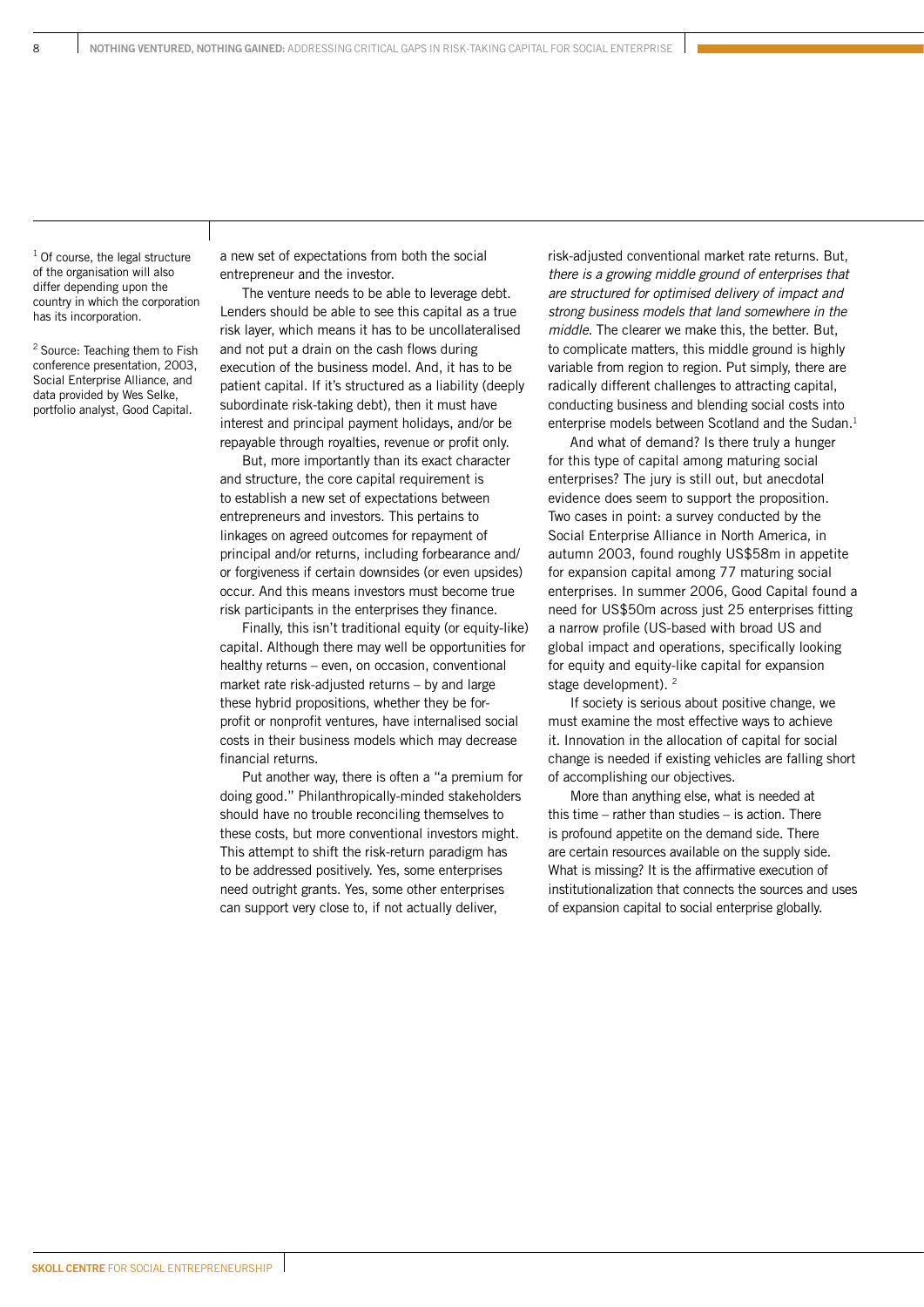a new set of expectations from both the social entrepreneur and the investor.

The venture needs to be able to leverage debt. Lenders should be able to see this capital as a true risk layer, which means it has to be uncollateralised and not put a drain on the cash flows during execution of the business model. And, it has to be patient capital. If it's structured as a liability (deeply subordinate risk-taking debt), then it must have interest and principal payment holidays, and/or be repayable through royalties, revenue or profit only.

But, more importantly than its exact character and structure, the core capital requirement is to establish a new set of expectations between entrepreneurs and investors. This pertains to linkages on agreed outcomes for repayment of principal and/or returns, including forbearance and/or forgiveness if certain downsides (or even upsides) occur. And this means investors must become true risk participants in the enterprises they finance.

Finally, this isn't traditional equity (or equity-like) capital. Although there may well be opportunities for healthy returns – even, on occasion, conventional market rate risk-adjusted returns – by and large these hybrid propositions, whether they be for-profit or nonprofit ventures, have internalised social costs in their business models which may decrease financial returns.

Put another way, there is often a "a premium for doing good." Philanthropically-minded stakeholders should have no trouble reconciling themselves to these costs, but more conventional investors might. This attempt to shift the risk-return paradigm has to be addressed positively. Yes, some enterprises need outright grants. Yes, some other enterprises can support very close to, if not actually deliver, risk-adjusted conventional market rate returns. But, *there is a growing middle ground of enterprises that are structured for optimised delivery of impact and strong business models that land somewhere in the middle*. The clearer we make this, the better. But, to complicate matters, this middle ground is highly variable from region to region. Put simply, there are radically different challenges to attracting capital, conducting business and blending social costs into enterprise models between Scotland and the Sudan.[1]

And what of demand? Is there truly a hunger for this type of capital among maturing social enterprises? The jury is still out, but anecdotal evidence does seem to support the proposition. Two cases in point: a survey conducted by the Social Enterprise Alliance in North America, in autumn 2003, found roughly US$58m in appetite for expansion capital among 77 maturing social enterprises. In summer 2006, Good Capital found a need for US$50m across just 25 enterprises fitting a narrow profile (US-based with broad US and global impact and operations, specifically looking for equity and equity-like capital for expansion stage development).[2]

If society is serious about positive change, we must examine the most effective ways to achieve it. Innovation in the allocation of capital for social change is needed if existing vehicles are falling short of accomplishing our objectives.

More than anything else, what is needed at this time – rather than studies – is action. There is profound appetite on the demand side. There are certain resources available on the supply side. What is missing? It is the affirmative execution of institutionalization that connects the sources and uses of expansion capital to social enterprise globally.

---

[1] Of course, the legal structure of the organisation will also differ depending upon the country in which the corporation has its incorporation.

[2] Source: Teaching them to Fish conference presentation, 2003, Social Enterprise Alliance, and data provided by Wes Selke, portfolio analyst, Good Capital.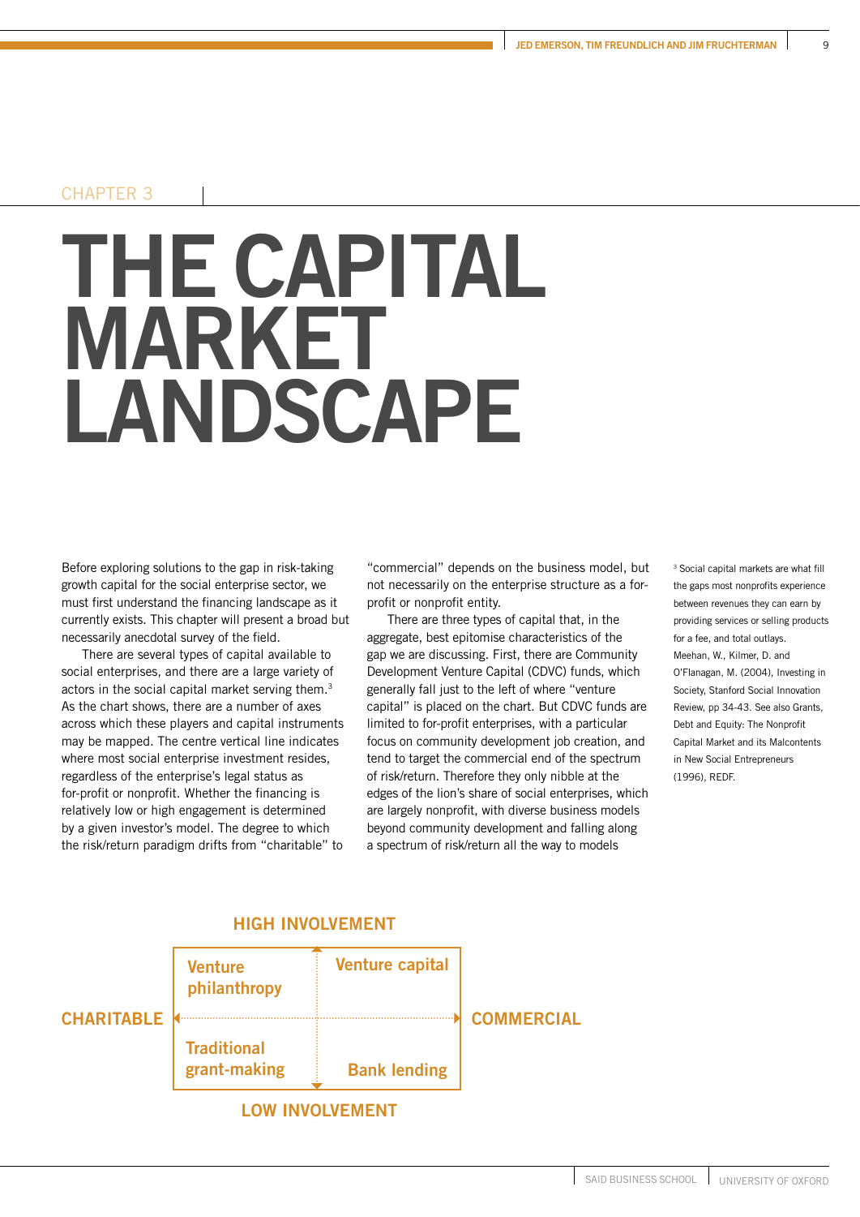CHAPTER 3

# THE CAPITAL MARKET LANDSCAPE

Before exploring solutions to the gap in risk-taking growth capital for the social enterprise sector, we must first understand the financing landscape as it currently exists. This chapter will present a broad but necessarily anecdotal survey of the field.

There are several types of capital available to social enterprises, and there are a large variety of actors in the social capital market serving them.[3] As the chart shows, there are a number of axes across which these players and capital instruments may be mapped. The centre vertical line indicates where most social enterprise investment resides, regardless of the enterprise's legal status as for-profit or nonprofit. Whether the financing is relatively low or high engagement is determined by a given investor's model. The degree to which the risk/return paradigm drifts from "charitable" to "commercial" depends on the business model, but not necessarily on the enterprise structure as a for-profit or nonprofit entity.

There are three types of capital that, in the aggregate, best epitomise characteristics of the gap we are discussing. First, there are Community Development Venture Capital (CDVC) funds, which generally fall just to the left of where "venture capital" is placed on the chart. But CDVC funds are limited to for-profit enterprises, with a particular focus on community development job creation, and tend to target the commercial end of the spectrum of risk/return. Therefore they only nibble at the edges of the lion's share of social enterprises, which are largely nonprofit, with diverse business models beyond community development and falling along a spectrum of risk/return all the way to models

[3] Social capital markets are what fill the gaps most nonprofits experience between revenues they can earn by providing services or selling products for a fee, and total outlays. Meehan, W., Kilmer, D. and O'Flanagan, M. (2004), Investing in Society, Stanford Social Innovation Review, pp 34-43. See also Grants, Debt and Equity: The Nonprofit Capital Market and its Malcontents in New Social Entrepreneurs (1996), REDF.

**HIGH INVOLVEMENT**

| | CHARITABLE | COMMERCIAL |
|---|---|---|
| **HIGH INVOLVEMENT** | Venture philanthropy | Venture capital |
| **LOW INVOLVEMENT** | Traditional grant-making | Bank lending |

**LOW INVOLVEMENT**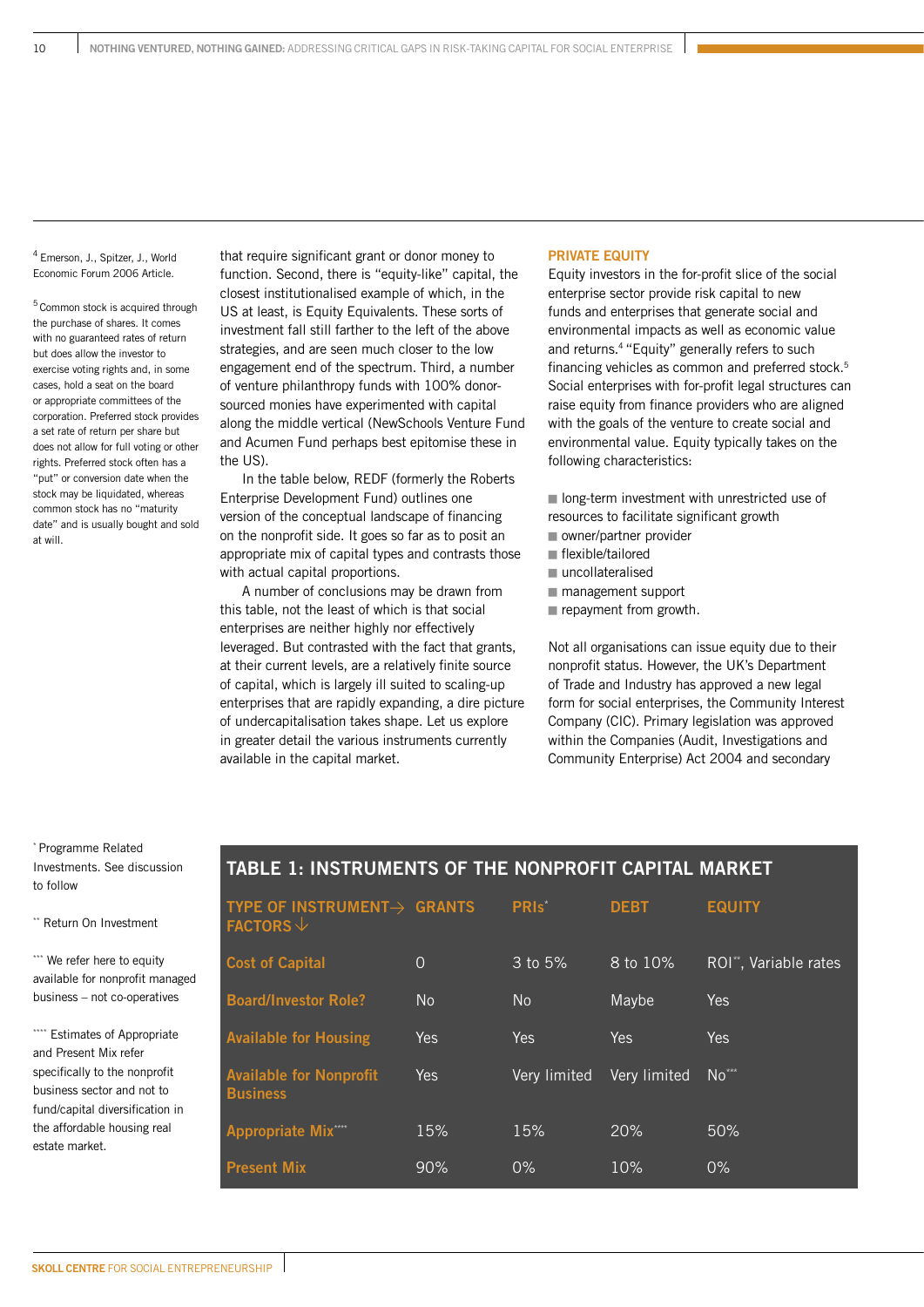that require significant grant or donor money to function. Second, there is "equity-like" capital, the closest institutionalised example of which, in the US at least, is Equity Equivalents. These sorts of investment fall still farther to the left of the above strategies, and are seen much closer to the low engagement end of the spectrum. Third, a number of venture philanthropy funds with 100% donor-sourced monies have experimented with capital along the middle vertical (NewSchools Venture Fund and Acumen Fund perhaps best epitomise these in the US).

In the table below, REDF (formerly the Roberts Enterprise Development Fund) outlines one version of the conceptual landscape of financing on the nonprofit side. It goes so far as to posit an appropriate mix of capital types and contrasts those with actual capital proportions.

A number of conclusions may be drawn from this table, not the least of which is that social enterprises are neither highly nor effectively leveraged. But contrasted with the fact that grants, at their current levels, are a relatively finite source of capital, which is largely ill suited to scaling-up enterprises that are rapidly expanding, a dire picture of undercapitalisation takes shape. Let us explore in greater detail the various instruments currently available in the capital market.

## PRIVATE EQUITY

Equity investors in the for-profit slice of the social enterprise sector provide risk capital to new funds and enterprises that generate social and environmental impacts as well as economic value and returns.[4] "Equity" generally refers to such financing vehicles as common and preferred stock.[5] Social enterprises with for-profit legal structures can raise equity from finance providers who are aligned with the goals of the venture to create social and environmental value. Equity typically takes on the following characteristics:

- long-term investment with unrestricted use of resources to facilitate significant growth
- owner/partner provider
- flexible/tailored
- uncollateralised
- management support
- repayment from growth.

Not all organisations can issue equity due to their nonprofit status. However, the UK's Department of Trade and Industry has approved a new legal form for social enterprises, the Community Interest Company (CIC). Primary legislation was approved within the Companies (Audit, Investigations and Community Enterprise) Act 2004 and secondary

[4] Emerson, J., Spitzer, J., World Economic Forum 2006 Article.

[5] Common stock is acquired through the purchase of shares. It comes with no guaranteed rates of return but does allow the investor to exercise voting rights and, in some cases, hold a seat on the board or appropriate committees of the corporation. Preferred stock provides a set rate of return per share but does not allow for full voting or other rights. Preferred stock often has a "put" or conversion date when the stock may be liquidated, whereas common stock has no "maturity date" and is usually bought and sold at will.

### TABLE 1: INSTRUMENTS OF THE NONPROFIT CAPITAL MARKET

| TYPE OF INSTRUMENT → FACTORS ↓ | GRANTS | PRIs* | DEBT | EQUITY |
|---|---|---|---|---|
| Cost of Capital | 0 | 3 to 5% | 8 to 10% | ROI**, Variable rates |
| Board/Investor Role? | No | No | Maybe | Yes |
| Available for Housing | Yes | Yes | Yes | Yes |
| Available for Nonprofit Business | Yes | Very limited | Very limited | No*** |
| Appropriate Mix**** | 15% | 15% | 20% | 50% |
| Present Mix | 90% | 0% | 10% | 0% |

* Programme Related Investments. See discussion to follow

** Return On Investment

*** We refer here to equity available for nonprofit managed business – not co-operatives

**** Estimates of Appropriate and Present Mix refer specifically to the nonprofit business sector and not to fund/capital diversification in the affordable housing real estate market.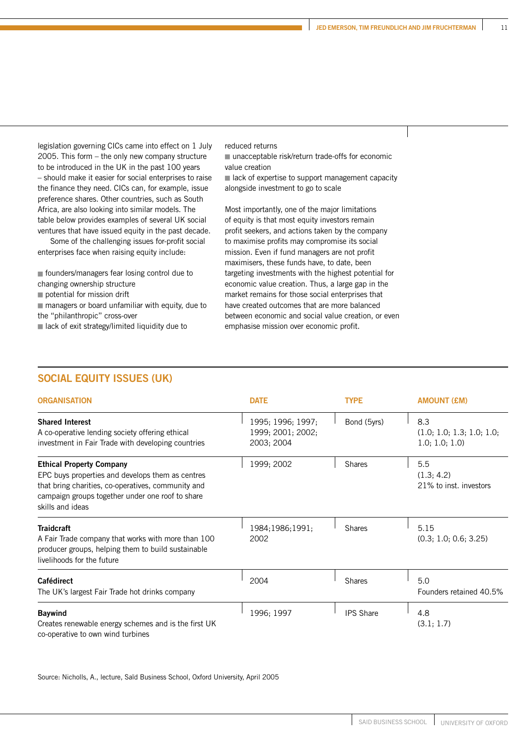legislation governing CICs came into effect on 1 July 2005. This form – the only new company structure to be introduced in the UK in the past 100 years – should make it easier for social enterprises to raise the finance they need. CICs can, for example, issue preference shares. Other countries, such as South Africa, are also looking into similar models. The table below provides examples of several UK social ventures that have issued equity in the past decade.

Some of the challenging issues for-profit social enterprises face when raising equity include:

- founders/managers fear losing control due to changing ownership structure
- potential for mission drift
- managers or board unfamiliar with equity, due to the "philanthropic" cross-over
- lack of exit strategy/limited liquidity due to reduced returns
- unacceptable risk/return trade-offs for economic value creation
- lack of expertise to support management capacity alongside investment to go to scale

Most importantly, one of the major limitations of equity is that most equity investors remain profit seekers, and actions taken by the company to maximise profits may compromise its social mission. Even if fund managers are not profit maximisers, these funds have, to date, been targeting investments with the highest potential for economic value creation. Thus, a large gap in the market remains for those social enterprises that have created outcomes that are more balanced between economic and social value creation, or even emphasise mission over economic profit.

## SOCIAL EQUITY ISSUES (UK)

| ORGANISATION | DATE | TYPE | AMOUNT (£M) |
|---|---|---|---|
| **Shared Interest**<br>A co-operative lending society offering ethical investment in Fair Trade with developing countries | 1995; 1996; 1997; 1999; 2001; 2002; 2003; 2004 | Bond (5yrs) | 8.3<br>(1.0; 1.0; 1.3; 1.0; 1.0; 1.0; 1.0; 1.0) |
| **Ethical Property Company**<br>EPC buys properties and develops them as centres that bring charities, co-operatives, community and campaign groups together under one roof to share skills and ideas | 1999; 2002 | Shares | 5.5<br>(1.3; 4.2)<br>21% to inst. investors |
| **Traidcraft**<br>A Fair Trade company that works with more than 100 producer groups, helping them to build sustainable livelihoods for the future | 1984;1986;1991; 2002 | Shares | 5.15<br>(0.3; 1.0; 0.6; 3.25) |
| **Cafédirect**<br>The UK's largest Fair Trade hot drinks company | 2004 | Shares | 5.0<br>Founders retained 40.5% |
| **Baywind**<br>Creates renewable energy schemes and is the first UK co-operative to own wind turbines | 1996; 1997 | IPS Share | 4.8<br>(3.1; 1.7) |

Source: Nicholls, A., lecture, Saïd Business School, Oxford University, April 2005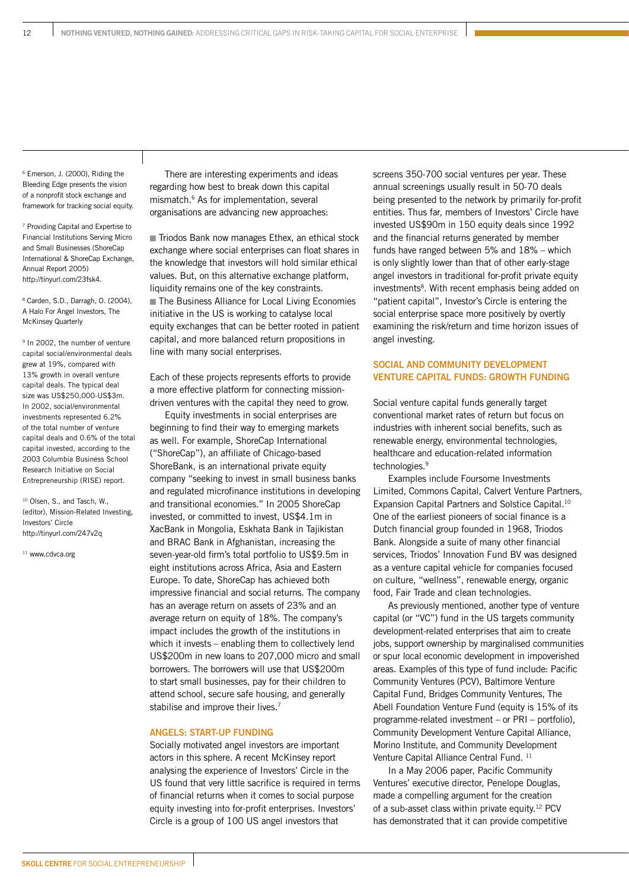There are interesting experiments and ideas regarding how best to break down this capital mismatch.[6] As for implementation, several organisations are advancing new approaches:

- Triodos Bank now manages Ethex, an ethical stock exchange where social enterprises can float shares in the knowledge that investors will hold similar ethical values. But, on this alternative exchange platform, liquidity remains one of the key constraints.
- The Business Alliance for Local Living Economies initiative in the US is working to catalyse local equity exchanges that can be better rooted in patient capital, and more balanced return propositions in line with many social enterprises.

Each of these projects represents efforts to provide a more effective platform for connecting mission-driven ventures with the capital they need to grow.

Equity investments in social enterprises are beginning to find their way to emerging markets as well. For example, ShoreCap International ("ShoreCap"), an affiliate of Chicago-based ShoreBank, is an international private equity company "seeking to invest in small business banks and regulated microfinance institutions in developing and transitional economies." In 2005 ShoreCap invested, or committed to invest, US$4.1m in XacBank in Mongolia, Eskhata Bank in Tajikistan and BRAC Bank in Afghanistan, increasing the seven-year-old firm's total portfolio to US$9.5m in eight institutions across Africa, Asia and Eastern Europe. To date, ShoreCap has achieved both impressive financial and social returns. The company has an average return on assets of 23% and an average return on equity of 18%. The company's impact includes the growth of the institutions in which it invests – enabling them to collectively lend US$200m in new loans to 207,000 micro and small borrowers. The borrowers will use that US$200m to start small businesses, pay for their children to attend school, secure safe housing, and generally stabilise and improve their lives.[7]

## ANGELS: START-UP FUNDING

Socially motivated angel investors are important actors in this sphere. A recent McKinsey report analysing the experience of Investors' Circle in the US found that very little sacrifice is required in terms of financial returns when it comes to social purpose equity investing into for-profit enterprises. Investors' Circle is a group of 100 US angel investors that screens 350-700 social ventures per year. These annual screenings usually result in 50-70 deals being presented to the network by primarily for-profit entities. Thus far, members of Investors' Circle have invested US$90m in 150 equity deals since 1992 and the financial returns generated by member funds have ranged between 5% and 18% – which is only slightly lower than that of other early-stage angel investors in traditional for-profit private equity investments[8]. With recent emphasis being added on "patient capital", Investor's Circle is entering the social enterprise space more positively by overtly examining the risk/return and time horizon issues of angel investing.

## SOCIAL AND COMMUNITY DEVELOPMENT VENTURE CAPITAL FUNDS: GROWTH FUNDING

Social venture capital funds generally target conventional market rates of return but focus on industries with inherent social benefits, such as renewable energy, environmental technologies, healthcare and education-related information technologies.[9]

Examples include Foursome Investments Limited, Commons Capital, Calvert Venture Partners, Expansion Capital Partners and Solstice Capital.[10] One of the earliest pioneers of social finance is a Dutch financial group founded in 1968, Triodos Bank. Alongside a suite of many other financial services, Triodos' Innovation Fund BV was designed as a venture capital vehicle for companies focused on culture, "wellness", renewable energy, organic food, Fair Trade and clean technologies.

As previously mentioned, another type of venture capital (or "VC") fund in the US targets community development-related enterprises that aim to create jobs, support ownership by marginalised communities or spur local economic development in impoverished areas. Examples of this type of fund include: Pacific Community Ventures (PCV), Baltimore Venture Capital Fund, Bridges Community Ventures, The Abell Foundation Venture Fund (equity is 15% of its programme-related investment – or PRI – portfolio), Community Development Venture Capital Alliance, Morino Institute, and Community Development Venture Capital Alliance Central Fund.[11]

In a May 2006 paper, Pacific Community Ventures' executive director, Penelope Douglas, made a compelling argument for the creation of a sub-asset class within private equity.[12] PCV has demonstrated that it can provide competitive

---

[6] Emerson, J. (2000), Riding the Bleeding Edge presents the vision of a nonprofit stock exchange and framework for tracking social equity.

[7] Providing Capital and Expertise to Financial Institutions Serving Micro and Small Businesses (ShoreCap International & ShoreCap Exchange, Annual Report 2005) http://tinyurl.com/23fsk4.

[8] Carden, S.D., Darragh, O. (2004), A Halo For Angel Investors, The McKinsey Quarterly

[9] In 2002, the number of venture capital social/environmental deals grew at 19%, compared with 13% growth in overall venture capital deals. The typical deal size was US$250,000-US$3m. In 2002, social/environmental investments represented 6.2% of the total number of venture capital deals and 0.6% of the total capital invested, according to the 2003 Columbia Business School Research Initiative on Social Entrepreneurship (RISE) report.

[10] Olsen, S., and Tasch, W., (editor), Mission-Related Investing, Investors' Circle http://tinyurl.com/247v2q

[11] www.cdvca.org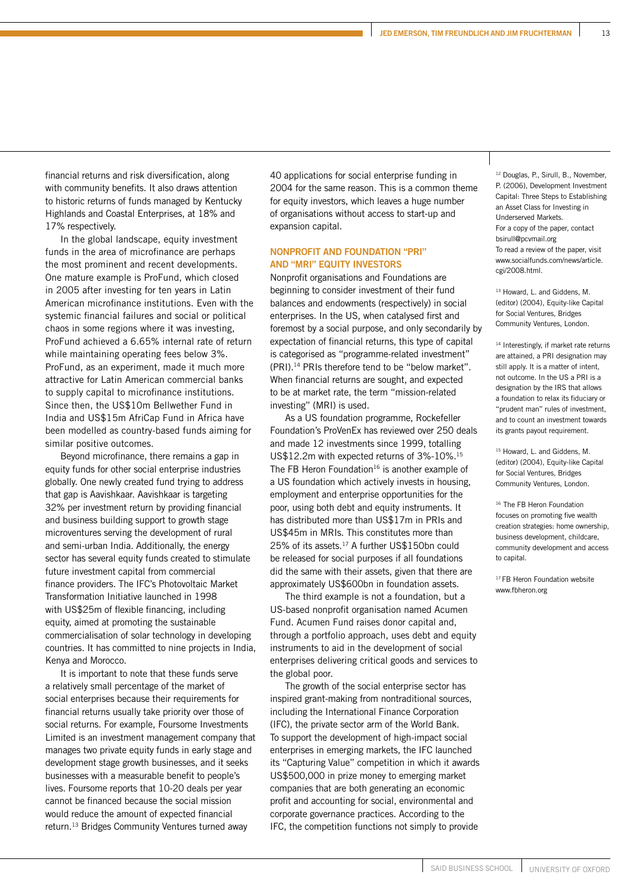financial returns and risk diversification, along with community benefits. It also draws attention to historic returns of funds managed by Kentucky Highlands and Coastal Enterprises, at 18% and 17% respectively.

In the global landscape, equity investment funds in the area of microfinance are perhaps the most prominent and recent developments. One mature example is ProFund, which closed in 2005 after investing for ten years in Latin American microfinance institutions. Even with the systemic financial failures and social or political chaos in some regions where it was investing, ProFund achieved a 6.65% internal rate of return while maintaining operating fees below 3%. ProFund, as an experiment, made it much more attractive for Latin American commercial banks to supply capital to microfinance institutions. Since then, the US$10m Bellwether Fund in India and US$15m AfriCap Fund in Africa have been modelled as country-based funds aiming for similar positive outcomes.

Beyond microfinance, there remains a gap in equity funds for other social enterprise industries globally. One newly created fund trying to address that gap is Aavishkaar. Aavishkaar is targeting 32% per investment return by providing financial and business building support to growth stage microventures serving the development of rural and semi-urban India. Additionally, the energy sector has several equity funds created to stimulate future investment capital from commercial finance providers. The IFC's Photovoltaic Market Transformation Initiative launched in 1998 with US$25m of flexible financing, including equity, aimed at promoting the sustainable commercialisation of solar technology in developing countries. It has committed to nine projects in India, Kenya and Morocco.

It is important to note that these funds serve a relatively small percentage of the market of social enterprises because their requirements for financial returns usually take priority over those of social returns. For example, Foursome Investments Limited is an investment management company that manages two private equity funds in early stage and development stage growth businesses, and it seeks businesses with a measurable benefit to people's lives. Foursome reports that 10-20 deals per year cannot be financed because the social mission would reduce the amount of expected financial return.[13] Bridges Community Ventures turned away 40 applications for social enterprise funding in 2004 for the same reason. This is a common theme for equity investors, which leaves a huge number of organisations without access to start-up and expansion capital.

## NONPROFIT AND FOUNDATION "PRI" AND "MRI" EQUITY INVESTORS

Nonprofit organisations and Foundations are beginning to consider investment of their fund balances and endowments (respectively) in social enterprises. In the US, when catalysed first and foremost by a social purpose, and only secondarily by expectation of financial returns, this type of capital is categorised as "programme-related investment" (PRI).[14] PRIs therefore tend to be "below market". When financial returns are sought, and expected to be at market rate, the term "mission-related investing" (MRI) is used.

As a US foundation programme, Rockefeller Foundation's ProVenEx has reviewed over 250 deals and made 12 investments since 1999, totalling US$12.2m with expected returns of 3%-10%.[15] The FB Heron Foundation[16] is another example of a US foundation which actively invests in housing, employment and enterprise opportunities for the poor, using both debt and equity instruments. It has distributed more than US$17m in PRIs and US$45m in MRIs. This constitutes more than 25% of its assets.[17] A further US$150bn could be released for social purposes if all foundations did the same with their assets, given that there are approximately US$600bn in foundation assets.

The third example is not a foundation, but a US-based nonprofit organisation named Acumen Fund. Acumen Fund raises donor capital and, through a portfolio approach, uses debt and equity instruments to aid in the development of social enterprises delivering critical goods and services to the global poor.

The growth of the social enterprise sector has inspired grant-making from nontraditional sources, including the International Finance Corporation (IFC), the private sector arm of the World Bank. To support the development of high-impact social enterprises in emerging markets, the IFC launched its "Capturing Value" competition in which it awards US$500,000 in prize money to emerging market companies that are both generating an economic profit and accounting for social, environmental and corporate governance practices. According to the IFC, the competition functions not simply to provide

---

[12] Douglas, P., Sirull, B., November, P. (2006), Development Investment Capital: Three Steps to Establishing an Asset Class for Investing in Underserved Markets. For a copy of the paper, contact bsirull@pcvmail.org To read a review of the paper, visit www.socialfunds.com/news/article.cgi/2008.html.

[13] Howard, L. and Giddens, M. (editor) (2004), Equity-like Capital for Social Ventures, Bridges Community Ventures, London.

[14] Interestingly, if market rate returns are attained, a PRI designation may still apply. It is a matter of intent, not outcome. In the US a PRI is a designation by the IRS that allows a foundation to relax its fiduciary or "prudent man" rules of investment, and to count an investment towards its grants payout requirement.

[15] Howard, L. and Giddens, M. (editor) (2004), Equity-like Capital for Social Ventures, Bridges Community Ventures, London.

[16] The FB Heron Foundation focuses on promoting five wealth creation strategies: home ownership, business development, childcare, community development and access to capital.

[17] FB Heron Foundation website www.fbheron.org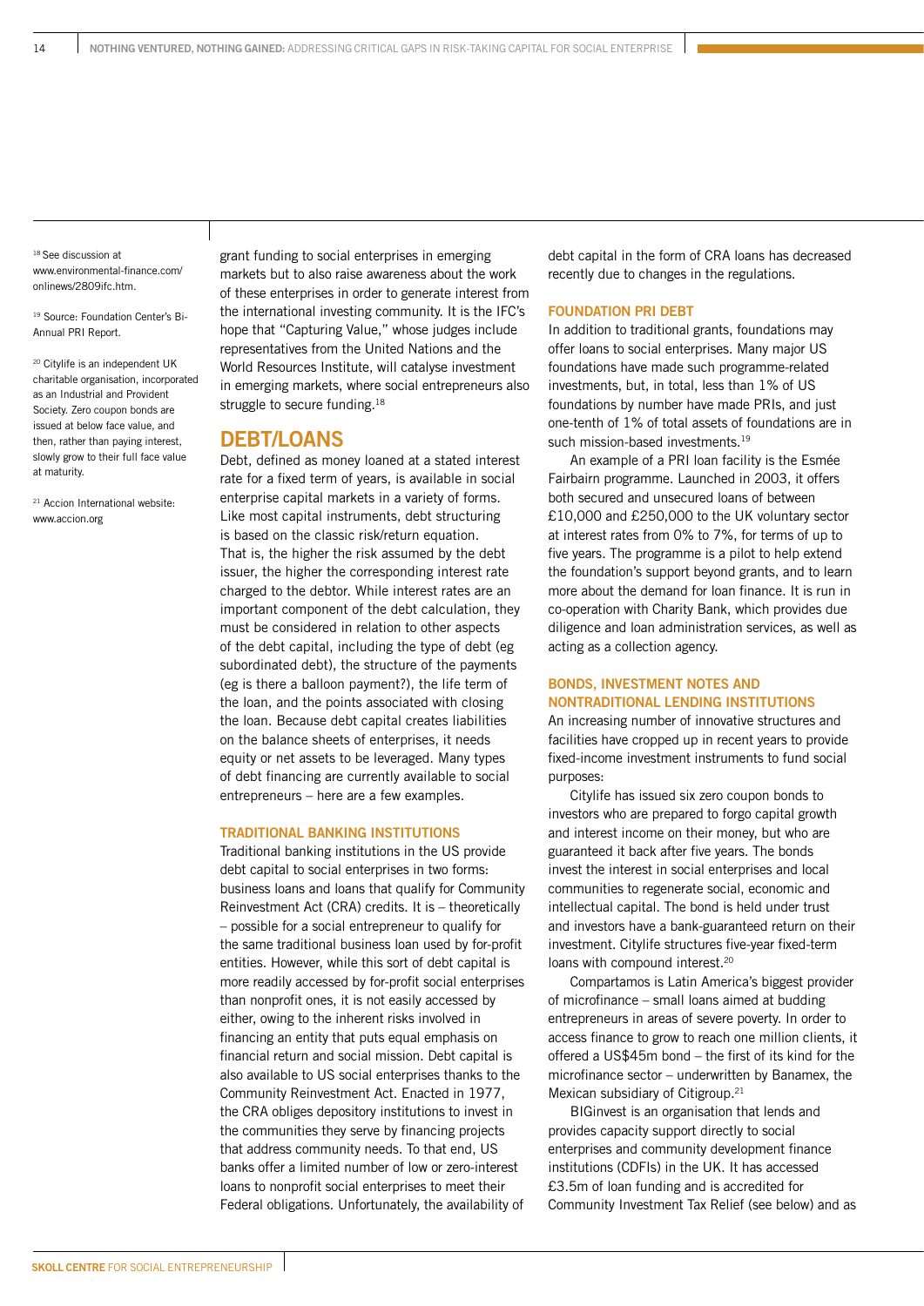grant funding to social enterprises in emerging markets but to also raise awareness about the work of these enterprises in order to generate interest from the international investing community. It is the IFC's hope that "Capturing Value," whose judges include representatives from the United Nations and the World Resources Institute, will catalyse investment in emerging markets, where social entrepreneurs also struggle to secure funding.[18]

## DEBT/LOANS

Debt, defined as money loaned at a stated interest rate for a fixed term of years, is available in social enterprise capital markets in a variety of forms. Like most capital instruments, debt structuring is based on the classic risk/return equation. That is, the higher the risk assumed by the debt issuer, the higher the corresponding interest rate charged to the debtor. While interest rates are an important component of the debt calculation, they must be considered in relation to other aspects of the debt capital, including the type of debt (eg subordinated debt), the structure of the payments (eg is there a balloon payment?), the life term of the loan, and the points associated with closing the loan. Because debt capital creates liabilities on the balance sheets of enterprises, it needs equity or net assets to be leveraged. Many types of debt financing are currently available to social entrepreneurs – here are a few examples.

### TRADITIONAL BANKING INSTITUTIONS

Traditional banking institutions in the US provide debt capital to social enterprises in two forms: business loans and loans that qualify for Community Reinvestment Act (CRA) credits. It is – theoretically – possible for a social entrepreneur to qualify for the same traditional business loan used by for-profit entities. However, while this sort of debt capital is more readily accessed by for-profit social enterprises than nonprofit ones, it is not easily accessed by either, owing to the inherent risks involved in financing an entity that puts equal emphasis on financial return and social mission. Debt capital is also available to US social enterprises thanks to the Community Reinvestment Act. Enacted in 1977, the CRA obliges depository institutions to invest in the communities they serve by financing projects that address community needs. To that end, US banks offer a limited number of low or zero-interest loans to nonprofit social enterprises to meet their Federal obligations. Unfortunately, the availability of debt capital in the form of CRA loans has decreased recently due to changes in the regulations.

### FOUNDATION PRI DEBT

In addition to traditional grants, foundations may offer loans to social enterprises. Many major US foundations have made such programme-related investments, but, in total, less than 1% of US foundations by number have made PRIs, and just one-tenth of 1% of total assets of foundations are in such mission-based investments.[19]

An example of a PRI loan facility is the Esmée Fairbairn programme. Launched in 2003, it offers both secured and unsecured loans of between £10,000 and £250,000 to the UK voluntary sector at interest rates from 0% to 7%, for terms of up to five years. The programme is a pilot to help extend the foundation's support beyond grants, and to learn more about the demand for loan finance. It is run in co-operation with Charity Bank, which provides due diligence and loan administration services, as well as acting as a collection agency.

### BONDS, INVESTMENT NOTES AND NONTRADITIONAL LENDING INSTITUTIONS

An increasing number of innovative structures and facilities have cropped up in recent years to provide fixed-income investment instruments to fund social purposes:

Citylife has issued six zero coupon bonds to investors who are prepared to forgo capital growth and interest income on their money, but who are guaranteed it back after five years. The bonds invest the interest in social enterprises and local communities to regenerate social, economic and intellectual capital. The bond is held under trust and investors have a bank-guaranteed return on their investment. Citylife structures five-year fixed-term loans with compound interest.[20]

Compartamos is Latin America's biggest provider of microfinance – small loans aimed at budding entrepreneurs in areas of severe poverty. In order to access finance to grow to reach one million clients, it offered a US$45m bond – the first of its kind for the microfinance sector – underwritten by Banamex, the Mexican subsidiary of Citigroup.[21]

BIGinvest is an organisation that lends and provides capacity support directly to social enterprises and community development finance institutions (CDFIs) in the UK. It has accessed £3.5m of loan funding and is accredited for Community Investment Tax Relief (see below) and as

---

[18] See discussion at www.environmental-finance.com/onlinews/2809ifc.htm.

[19] Source: Foundation Center's Bi-Annual PRI Report.

[20] Citylife is an independent UK charitable organisation, incorporated as an Industrial and Provident Society. Zero coupon bonds are issued at below face value, and then, rather than paying interest, slowly grow to their full face value at maturity.

[21] Accion International website: www.accion.org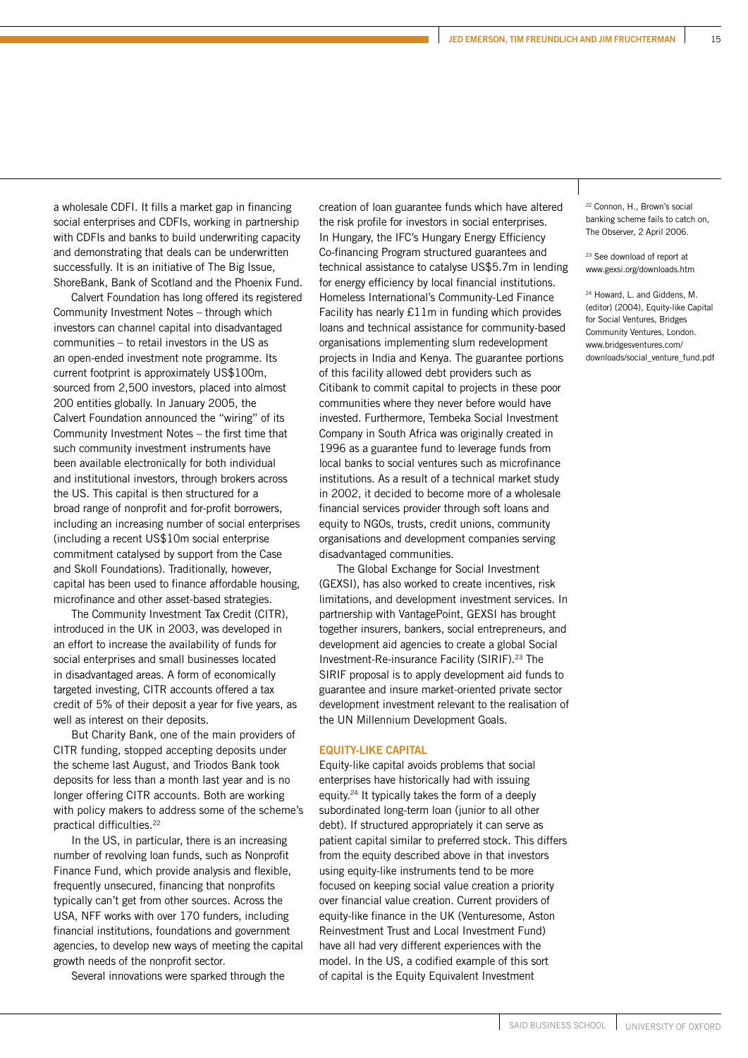a wholesale CDFI. It fills a market gap in financing social enterprises and CDFIs, working in partnership with CDFIs and banks to build underwriting capacity and demonstrating that deals can be underwritten successfully. It is an initiative of The Big Issue, ShoreBank, Bank of Scotland and the Phoenix Fund.

Calvert Foundation has long offered its registered Community Investment Notes – through which investors can channel capital into disadvantaged communities – to retail investors in the US as an open-ended investment note programme. Its current footprint is approximately US$100m, sourced from 2,500 investors, placed into almost 200 entities globally. In January 2005, the Calvert Foundation announced the "wiring" of its Community Investment Notes – the first time that such community investment instruments have been available electronically for both individual and institutional investors, through brokers across the US. This capital is then structured for a broad range of nonprofit and for-profit borrowers, including an increasing number of social enterprises (including a recent US$10m social enterprise commitment catalysed by support from the Case and Skoll Foundations). Traditionally, however, capital has been used to finance affordable housing, microfinance and other asset-based strategies.

The Community Investment Tax Credit (CITR), introduced in the UK in 2003, was developed in an effort to increase the availability of funds for social enterprises and small businesses located in disadvantaged areas. A form of economically targeted investing, CITR accounts offered a tax credit of 5% of their deposit a year for five years, as well as interest on their deposits.

But Charity Bank, one of the main providers of CITR funding, stopped accepting deposits under the scheme last August, and Triodos Bank took deposits for less than a month last year and is no longer offering CITR accounts. Both are working with policy makers to address some of the scheme's practical difficulties.[22]

In the US, in particular, there is an increasing number of revolving loan funds, such as Nonprofit Finance Fund, which provide analysis and flexible, frequently unsecured, financing that nonprofits typically can't get from other sources. Across the USA, NFF works with over 170 funders, including financial institutions, foundations and government agencies, to develop new ways of meeting the capital growth needs of the nonprofit sector.

Several innovations were sparked through the creation of loan guarantee funds which have altered the risk profile for investors in social enterprises. In Hungary, the IFC's Hungary Energy Efficiency Co-financing Program structured guarantees and technical assistance to catalyse US$5.7m in lending for energy efficiency by local financial institutions. Homeless International's Community-Led Finance Facility has nearly £11m in funding which provides loans and technical assistance for community-based organisations implementing slum redevelopment projects in India and Kenya. The guarantee portions of this facility allowed debt providers such as Citibank to commit capital to projects in these poor communities where they never before would have invested. Furthermore, Tembeka Social Investment Company in South Africa was originally created in 1996 as a guarantee fund to leverage funds from local banks to social ventures such as microfinance institutions. As a result of a technical market study in 2002, it decided to become more of a wholesale financial services provider through soft loans and equity to NGOs, trusts, credit unions, community organisations and development companies serving disadvantaged communities.

The Global Exchange for Social Investment (GEXSI), has also worked to create incentives, risk limitations, and development investment services. In partnership with VantagePoint, GEXSI has brought together insurers, bankers, social entrepreneurs, and development aid agencies to create a global Social Investment-Re-insurance Facility (SIRIF).[23] The SIRIF proposal is to apply development aid funds to guarantee and insure market-oriented private sector development investment relevant to the realisation of the UN Millennium Development Goals.

### EQUITY-LIKE CAPITAL

Equity-like capital avoids problems that social enterprises have historically had with issuing equity.[24] It typically takes the form of a deeply subordinated long-term loan (junior to all other debt). If structured appropriately it can serve as patient capital similar to preferred stock. This differs from the equity described above in that investors using equity-like instruments tend to be more focused on keeping social value creation a priority over financial value creation. Current providers of equity-like finance in the UK (Venturesome, Aston Reinvestment Trust and Local Investment Fund) have all had very different experiences with the model. In the US, a codified example of this sort of capital is the Equity Equivalent Investment

---

[22] Connon, H., Brown's social banking scheme fails to catch on, The Observer, 2 April 2006.

[23] See download of report at www.gexsi.org/downloads.htm

[24] Howard, L. and Giddens, M. (editor) (2004), Equity-like Capital for Social Ventures, Bridges Community Ventures, London. www.bridgesventures.com/downloads/social_venture_fund.pdf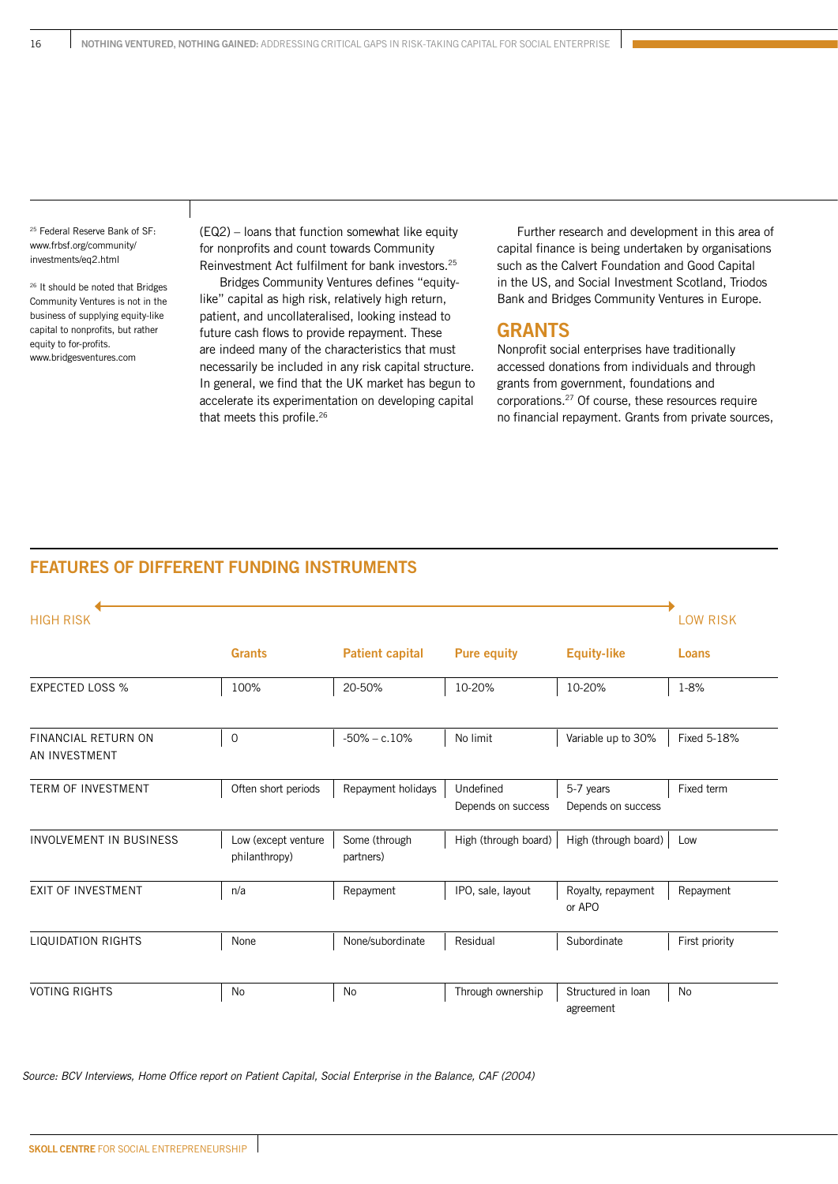(EQ2) – loans that function somewhat like equity for nonprofits and count towards Community Reinvestment Act fulfilment for bank investors.[25]

Bridges Community Ventures defines "equity-like" capital as high risk, relatively high return, patient, and uncollateralised, looking instead to future cash flows to provide repayment. These are indeed many of the characteristics that must necessarily be included in any risk capital structure. In general, we find that the UK market has begun to accelerate its experimentation on developing capital that meets this profile.[26]

Further research and development in this area of capital finance is being undertaken by organisations such as the Calvert Foundation and Good Capital in the US, and Social Investment Scotland, Triodos Bank and Bridges Community Ventures in Europe.

## GRANTS

Nonprofit social enterprises have traditionally accessed donations from individuals and through grants from government, foundations and corporations.[27] Of course, these resources require no financial repayment. Grants from private sources,

[25] Federal Reserve Bank of SF: www.frbsf.org/community/investments/eq2.html

[26] It should be noted that Bridges Community Ventures is not in the business of supplying equity-like capital to nonprofits, but rather equity to for-profits. www.bridgesventures.com

## FEATURES OF DIFFERENT FUNDING INSTRUMENTS

HIGH RISK ←→ LOW RISK

| | Grants | Patient capital | Pure equity | Equity-like | Loans |
|---|---|---|---|---|---|
| EXPECTED LOSS % | 100% | 20-50% | 10-20% | 10-20% | 1-8% |
| FINANCIAL RETURN ON AN INVESTMENT | 0 | -50% – c.10% | No limit | Variable up to 30% | Fixed 5-18% |
| TERM OF INVESTMENT | Often short periods | Repayment holidays | Undefined Depends on success | 5-7 years Depends on success | Fixed term |
| INVOLVEMENT IN BUSINESS | Low (except venture philanthropy) | Some (through partners) | High (through board) | High (through board) | Low |
| EXIT OF INVESTMENT | n/a | Repayment | IPO, sale, layout | Royalty, repayment or APO | Repayment |
| LIQUIDATION RIGHTS | None | None/subordinate | Residual | Subordinate | First priority |
| VOTING RIGHTS | No | No | Through ownership | Structured in loan agreement | No |

*Source: BCV Interviews, Home Office report on Patient Capital, Social Enterprise in the Balance, CAF (2004)*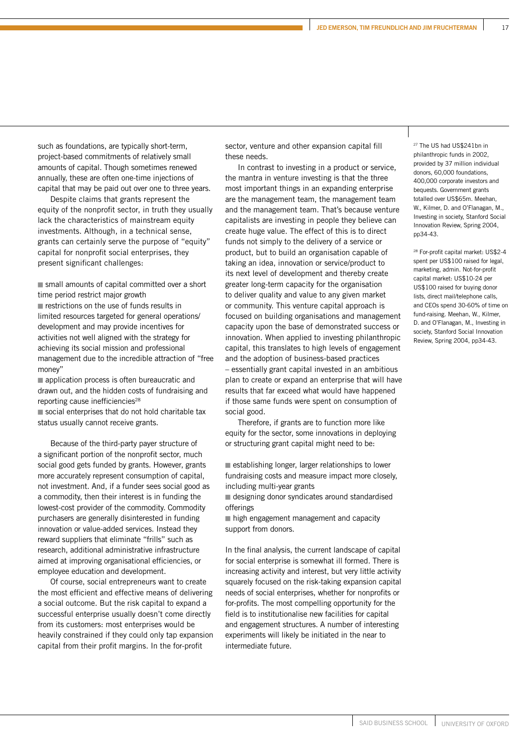such as foundations, are typically short-term, project-based commitments of relatively small amounts of capital. Though sometimes renewed annually, these are often one-time injections of capital that may be paid out over one to three years.

Despite claims that grants represent the equity of the nonprofit sector, in truth they usually lack the characteristics of mainstream equity investments. Although, in a technical sense, grants can certainly serve the purpose of "equity" capital for nonprofit social enterprises, they present significant challenges:

- small amounts of capital committed over a short time period restrict major growth
- restrictions on the use of funds results in limited resources targeted for general operations/ development and may provide incentives for activities not well aligned with the strategy for achieving its social mission and professional management due to the incredible attraction of "free money"
- application process is often bureaucratic and drawn out, and the hidden costs of fundraising and reporting cause inefficiencies[28]
- social enterprises that do not hold charitable tax status usually cannot receive grants.

Because of the third-party payer structure of a significant portion of the nonprofit sector, much social good gets funded by grants. However, grants more accurately represent consumption of capital, not investment. And, if a funder sees social good as a commodity, then their interest is in funding the lowest-cost provider of the commodity. Commodity purchasers are generally disinterested in funding innovation or value-added services. Instead they reward suppliers that eliminate "frills" such as research, additional administrative infrastructure aimed at improving organisational efficiencies, or employee education and development.

Of course, social entrepreneurs want to create the most efficient and effective means of delivering a social outcome. But the risk capital to expand a successful enterprise usually doesn't come directly from its customers: most enterprises would be heavily constrained if they could only tap expansion capital from their profit margins. In the for-profit sector, venture and other expansion capital fill these needs.

In contrast to investing in a product or service, the mantra in venture investing is that the three most important things in an expanding enterprise are the management team, the management team and the management team. That's because venture capitalists are investing in people they believe can create huge value. The effect of this is to direct funds not simply to the delivery of a service or product, but to build an organisation capable of taking an idea, innovation or service/product to its next level of development and thereby create greater long-term capacity for the organisation to deliver quality and value to any given market or community. This venture capital approach is focused on building organisations and management capacity upon the base of demonstrated success or innovation. When applied to investing philanthropic capital, this translates to high levels of engagement and the adoption of business-based practices – essentially grant capital invested in an ambitious plan to create or expand an enterprise that will have results that far exceed what would have happened if those same funds were spent on consumption of social good.

Therefore, if grants are to function more like equity for the sector, some innovations in deploying or structuring grant capital might need to be:

- establishing longer, larger relationships to lower fundraising costs and measure impact more closely, including multi-year grants
- designing donor syndicates around standardised offerings
- high engagement management and capacity support from donors.

In the final analysis, the current landscape of capital for social enterprise is somewhat ill formed. There is increasing activity and interest, but very little activity squarely focused on the risk-taking expansion capital needs of social enterprises, whether for nonprofits or for-profits. The most compelling opportunity for the field is to institutionalise new facilities for capital and engagement structures. A number of interesting experiments will likely be initiated in the near to intermediate future.

[27] The US had US$241bn in philanthropic funds in 2002, provided by 37 million individual donors, 60,000 foundations, 400,000 corporate investors and bequests. Government grants totalled over US$65m. Meehan, W., Kilmer, D. and O'Flanagan, M., Investing in society, Stanford Social Innovation Review, Spring 2004, pp34-43.

[28] For-profit capital market: US$2-4 spent per US$100 raised for legal, marketing, admin. Not-for-profit capital market: US$10-24 per US$100 raised for buying donor lists, direct mail/telephone calls, and CEOs spend 30-60% of time on fund-raising. Meehan, W., Kilmer, D. and O'Flanagan, M., Investing in society, Stanford Social Innovation Review, Spring 2004, pp34-43.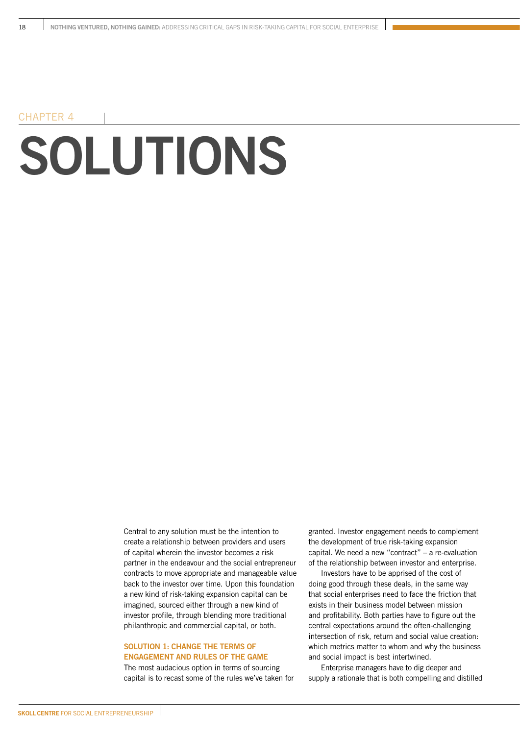CHAPTER 4

# SOLUTIONS

Central to any solution must be the intention to create a relationship between providers and users of capital wherein the investor becomes a risk partner in the endeavour and the social entrepreneur contracts to move appropriate and manageable value back to the investor over time. Upon this foundation a new kind of risk-taking expansion capital can be imagined, sourced either through a new kind of investor profile, through blending more traditional philanthropic and commercial capital, or both.

### SOLUTION 1: CHANGE THE TERMS OF ENGAGEMENT AND RULES OF THE GAME

The most audacious option in terms of sourcing capital is to recast some of the rules we've taken for granted. Investor engagement needs to complement the development of true risk-taking expansion capital. We need a new "contract" – a re-evaluation of the relationship between investor and enterprise.

Investors have to be apprised of the cost of doing good through these deals, in the same way that social enterprises need to face the friction that exists in their business model between mission and profitability. Both parties have to figure out the central expectations around the often-challenging intersection of risk, return and social value creation: which metrics matter to whom and why the business and social impact is best intertwined.

Enterprise managers have to dig deeper and supply a rationale that is both compelling and distilled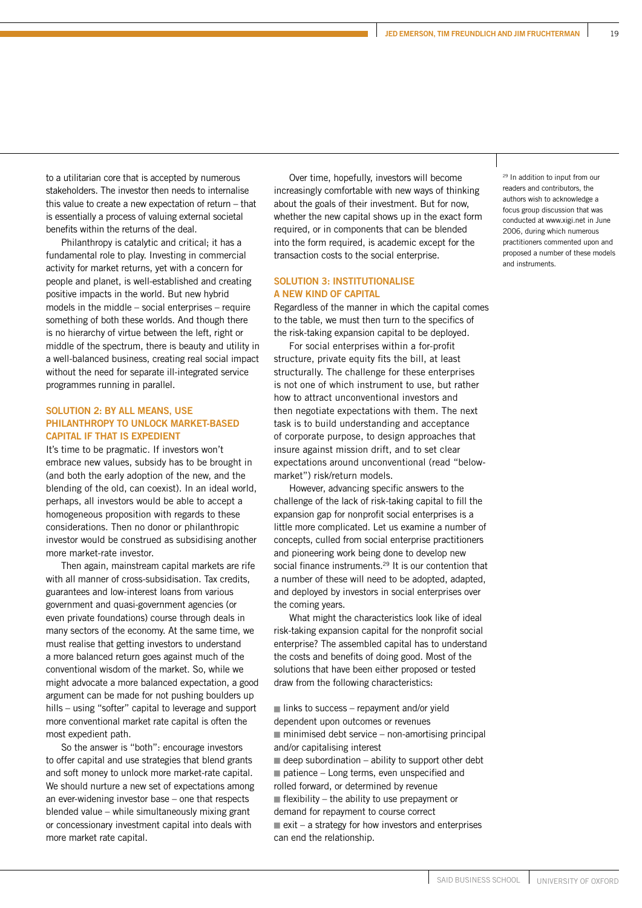to a utilitarian core that is accepted by numerous stakeholders. The investor then needs to internalise this value to create a new expectation of return – that is essentially a process of valuing external societal benefits within the returns of the deal.

Philanthropy is catalytic and critical; it has a fundamental role to play. Investing in commercial activity for market returns, yet with a concern for people and planet, is well-established and creating positive impacts in the world. But new hybrid models in the middle – social enterprises – require something of both these worlds. And though there is no hierarchy of virtue between the left, right or middle of the spectrum, there is beauty and utility in a well-balanced business, creating real social impact without the need for separate ill-integrated service programmes running in parallel.

## SOLUTION 2: BY ALL MEANS, USE PHILANTHROPY TO UNLOCK MARKET-BASED CAPITAL IF THAT IS EXPEDIENT

It's time to be pragmatic. If investors won't embrace new values, subsidy has to be brought in (and both the early adoption of the new, and the blending of the old, can coexist). In an ideal world, perhaps, all investors would be able to accept a homogeneous proposition with regards to these considerations. Then no donor or philanthropic investor would be construed as subsidising another more market-rate investor.

Then again, mainstream capital markets are rife with all manner of cross-subsidisation. Tax credits, guarantees and low-interest loans from various government and quasi-government agencies (or even private foundations) course through deals in many sectors of the economy. At the same time, we must realise that getting investors to understand a more balanced return goes against much of the conventional wisdom of the market. So, while we might advocate a more balanced expectation, a good argument can be made for not pushing boulders up hills – using "softer" capital to leverage and support more conventional market rate capital is often the most expedient path.

So the answer is "both": encourage investors to offer capital and use strategies that blend grants and soft money to unlock more market-rate capital. We should nurture a new set of expectations among an ever-widening investor base – one that respects blended value – while simultaneously mixing grant or concessionary investment capital into deals with more market rate capital.

Over time, hopefully, investors will become increasingly comfortable with new ways of thinking about the goals of their investment. But for now, whether the new capital shows up in the exact form required, or in components that can be blended into the form required, is academic except for the transaction costs to the social enterprise.

## SOLUTION 3: INSTITUTIONALISE A NEW KIND OF CAPITAL

Regardless of the manner in which the capital comes to the table, we must then turn to the specifics of the risk-taking expansion capital to be deployed.

For social enterprises within a for-profit structure, private equity fits the bill, at least structurally. The challenge for these enterprises is not one of which instrument to use, but rather how to attract unconventional investors and then negotiate expectations with them. The next task is to build understanding and acceptance of corporate purpose, to design approaches that insure against mission drift, and to set clear expectations around unconventional (read "below-market") risk/return models.

However, advancing specific answers to the challenge of the lack of risk-taking capital to fill the expansion gap for nonprofit social enterprises is a little more complicated. Let us examine a number of concepts, culled from social enterprise practitioners and pioneering work being done to develop new social finance instruments.[29] It is our contention that a number of these will need to be adopted, adapted, and deployed by investors in social enterprises over the coming years.

What might the characteristics look like of ideal risk-taking expansion capital for the nonprofit social enterprise? The assembled capital has to understand the costs and benefits of doing good. Most of the solutions that have been either proposed or tested draw from the following characteristics:

- links to success – repayment and/or yield dependent upon outcomes or revenues
- minimised debt service – non-amortising principal and/or capitalising interest
- deep subordination – ability to support other debt
- patience – Long terms, even unspecified and rolled forward, or determined by revenue
- flexibility – the ability to use prepayment or demand for repayment to course correct
- exit – a strategy for how investors and enterprises can end the relationship.

---

[29] In addition to input from our readers and contributors, the authors wish to acknowledge a focus group discussion that was conducted at www.xigi.net in June 2006, during which numerous practitioners commented upon and proposed a number of these models and instruments.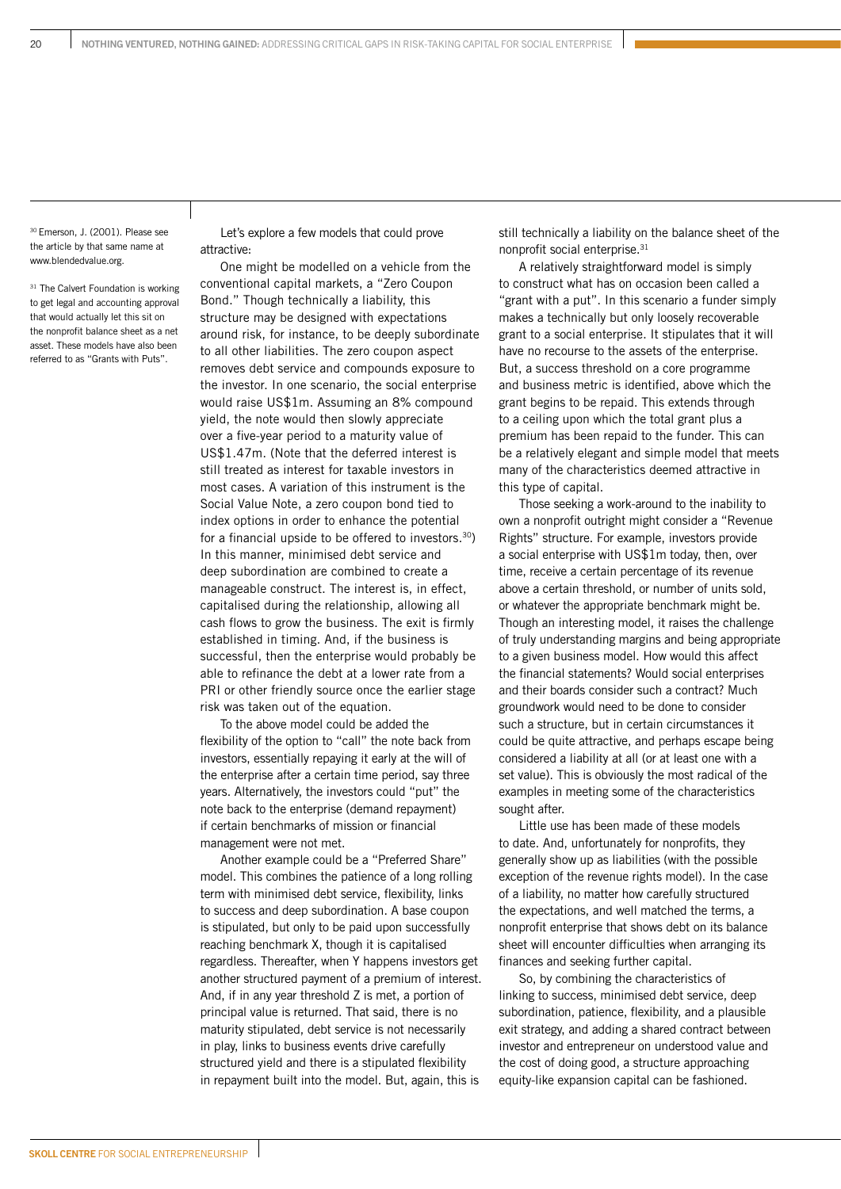Let's explore a few models that could prove attractive:

One might be modelled on a vehicle from the conventional capital markets, a "Zero Coupon Bond." Though technically a liability, this structure may be designed with expectations around risk, for instance, to be deeply subordinate to all other liabilities. The zero coupon aspect removes debt service and compounds exposure to the investor. In one scenario, the social enterprise would raise US$1m. Assuming an 8% compound yield, the note would then slowly appreciate over a five-year period to a maturity value of US$1.47m. (Note that the deferred interest is still treated as interest for taxable investors in most cases. A variation of this instrument is the Social Value Note, a zero coupon bond tied to index options in order to enhance the potential for a financial upside to be offered to investors.[30]) In this manner, minimised debt service and deep subordination are combined to create a manageable construct. The interest is, in effect, capitalised during the relationship, allowing all cash flows to grow the business. The exit is firmly established in timing. And, if the business is successful, then the enterprise would probably be able to refinance the debt at a lower rate from a PRI or other friendly source once the earlier stage risk was taken out of the equation.

To the above model could be added the flexibility of the option to "call" the note back from investors, essentially repaying it early at the will of the enterprise after a certain time period, say three years. Alternatively, the investors could "put" the note back to the enterprise (demand repayment) if certain benchmarks of mission or financial management were not met.

Another example could be a "Preferred Share" model. This combines the patience of a long rolling term with minimised debt service, flexibility, links to success and deep subordination. A base coupon is stipulated, but only to be paid upon successfully reaching benchmark X, though it is capitalised regardless. Thereafter, when Y happens investors get another structured payment of a premium of interest. And, if in any year threshold Z is met, a portion of principal value is returned. That said, there is no maturity stipulated, debt service is not necessarily in play, links to business events drive carefully structured yield and there is a stipulated flexibility in repayment built into the model. But, again, this is still technically a liability on the balance sheet of the nonprofit social enterprise.[31]

A relatively straightforward model is simply to construct what has on occasion been called a "grant with a put". In this scenario a funder simply makes a technically but only loosely recoverable grant to a social enterprise. It stipulates that it will have no recourse to the assets of the enterprise. But, a success threshold on a core programme and business metric is identified, above which the grant begins to be repaid. This extends through to a ceiling upon which the total grant plus a premium has been repaid to the funder. This can be a relatively elegant and simple model that meets many of the characteristics deemed attractive in this type of capital.

Those seeking a work-around to the inability to own a nonprofit outright might consider a "Revenue Rights" structure. For example, investors provide a social enterprise with US$1m today, then, over time, receive a certain percentage of its revenue above a certain threshold, or number of units sold, or whatever the appropriate benchmark might be. Though an interesting model, it raises the challenge of truly understanding margins and being appropriate to a given business model. How would this affect the financial statements? Would social enterprises and their boards consider such a contract? Much groundwork would need to be done to consider such a structure, but in certain circumstances it could be quite attractive, and perhaps escape being considered a liability at all (or at least one with a set value). This is obviously the most radical of the examples in meeting some of the characteristics sought after.

Little use has been made of these models to date. And, unfortunately for nonprofits, they generally show up as liabilities (with the possible exception of the revenue rights model). In the case of a liability, no matter how carefully structured the expectations, and well matched the terms, a nonprofit enterprise that shows debt on its balance sheet will encounter difficulties when arranging its finances and seeking further capital.

So, by combining the characteristics of linking to success, minimised debt service, deep subordination, patience, flexibility, and a plausible exit strategy, and adding a shared contract between investor and entrepreneur on understood value and the cost of doing good, a structure approaching equity-like expansion capital can be fashioned.

[30] Emerson, J. (2001). Please see the article by that same name at www.blendedvalue.org.

[31] The Calvert Foundation is working to get legal and accounting approval that would actually let this sit on the nonprofit balance sheet as a net asset. These models have also been referred to as "Grants with Puts".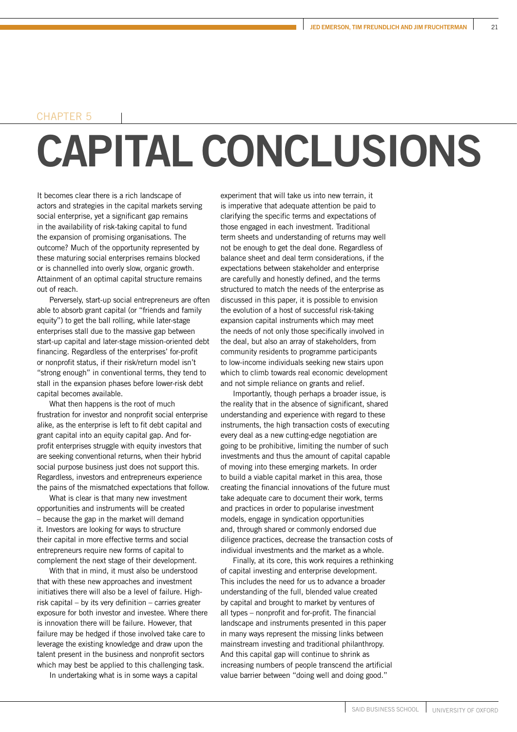CHAPTER 5

# CAPITAL CONCLUSIONS

It becomes clear there is a rich landscape of actors and strategies in the capital markets serving social enterprise, yet a significant gap remains in the availability of risk-taking capital to fund the expansion of promising organisations. The outcome? Much of the opportunity represented by these maturing social enterprises remains blocked or is channelled into overly slow, organic growth. Attainment of an optimal capital structure remains out of reach.

Perversely, start-up social entrepreneurs are often able to absorb grant capital (or "friends and family equity") to get the ball rolling, while later-stage enterprises stall due to the massive gap between start-up capital and later-stage mission-oriented debt financing. Regardless of the enterprises' for-profit or nonprofit status, if their risk/return model isn't "strong enough" in conventional terms, they tend to stall in the expansion phases before lower-risk debt capital becomes available.

What then happens is the root of much frustration for investor and nonprofit social enterprise alike, as the enterprise is left to fit debt capital and grant capital into an equity capital gap. And for-profit enterprises struggle with equity investors that are seeking conventional returns, when their hybrid social purpose business just does not support this. Regardless, investors and entrepreneurs experience the pains of the mismatched expectations that follow.

What is clear is that many new investment opportunities and instruments will be created – because the gap in the market will demand it. Investors are looking for ways to structure their capital in more effective terms and social entrepreneurs require new forms of capital to complement the next stage of their development.

With that in mind, it must also be understood that with these new approaches and investment initiatives there will also be a level of failure. High-risk capital – by its very definition – carries greater exposure for both investor and investee. Where there is innovation there will be failure. However, that failure may be hedged if those involved take care to leverage the existing knowledge and draw upon the talent present in the business and nonprofit sectors which may best be applied to this challenging task.

In undertaking what is in some ways a capital experiment that will take us into new terrain, it is imperative that adequate attention be paid to clarifying the specific terms and expectations of those engaged in each investment. Traditional term sheets and understanding of returns may well not be enough to get the deal done. Regardless of balance sheet and deal term considerations, if the expectations between stakeholder and enterprise are carefully and honestly defined, and the terms structured to match the needs of the enterprise as discussed in this paper, it is possible to envision the evolution of a host of successful risk-taking expansion capital instruments which may meet the needs of not only those specifically involved in the deal, but also an array of stakeholders, from community residents to programme participants to low-income individuals seeking new stairs upon which to climb towards real economic development and not simple reliance on grants and relief.

Importantly, though perhaps a broader issue, is the reality that in the absence of significant, shared understanding and experience with regard to these instruments, the high transaction costs of executing every deal as a new cutting-edge negotiation are going to be prohibitive, limiting the number of such investments and thus the amount of capital capable of moving into these emerging markets. In order to build a viable capital market in this area, those creating the financial innovations of the future must take adequate care to document their work, terms and practices in order to popularise investment models, engage in syndication opportunities and, through shared or commonly endorsed due diligence practices, decrease the transaction costs of individual investments and the market as a whole.

Finally, at its core, this work requires a rethinking of capital investing and enterprise development. This includes the need for us to advance a broader understanding of the full, blended value created by capital and brought to market by ventures of all types – nonprofit and for-profit. The financial landscape and instruments presented in this paper in many ways represent the missing links between mainstream investing and traditional philanthropy. And this capital gap will continue to shrink as increasing numbers of people transcend the artificial value barrier between "doing well and doing good."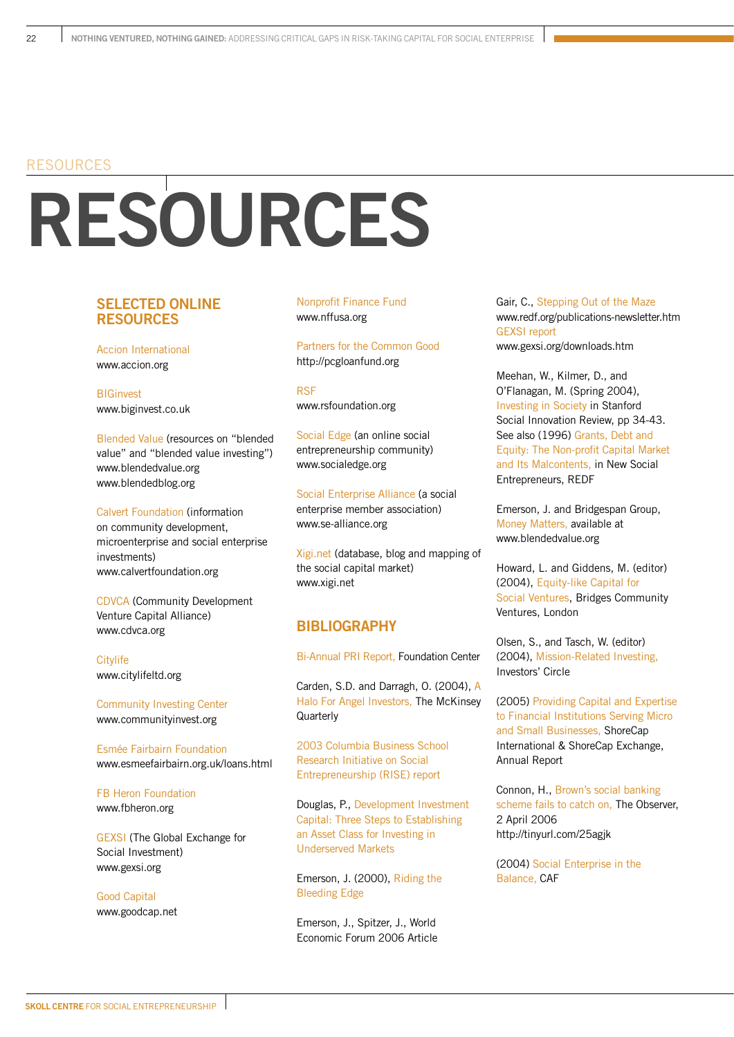RESOURCES

# RESOURCES

## SELECTED ONLINE RESOURCES

Accion International
www.accion.org

BIGinvest
www.biginvest.co.uk

Blended Value (resources on "blended value" and "blended value investing")
www.blendedvalue.org
www.blendedblog.org

Calvert Foundation (information on community development, microenterprise and social enterprise investments)
www.calvertfoundation.org

CDVCA (Community Development Venture Capital Alliance)
www.cdvca.org

Citylife
www.citylifeltd.org

Community Investing Center
www.communityinvest.org

Esmée Fairbairn Foundation
www.esmeefairbairn.org.uk/loans.html

FB Heron Foundation
www.fbheron.org

GEXSI (The Global Exchange for Social Investment)
www.gexsi.org

Good Capital
www.goodcap.net

Nonprofit Finance Fund
www.nffusa.org

Partners for the Common Good
http://pcgloanfund.org

RSF
www.rsfoundation.org

Social Edge (an online social entrepreneurship community)
www.socialedge.org

Social Enterprise Alliance (a social enterprise member association)
www.se-alliance.org

Xigi.net (database, blog and mapping of the social capital market)
www.xigi.net

## BIBLIOGRAPHY

Bi-Annual PRI Report, Foundation Center

Carden, S.D. and Darragh, O. (2004), A Halo For Angel Investors, The McKinsey Quarterly

2003 Columbia Business School Research Initiative on Social Entrepreneurship (RISE) report

Douglas, P., Development Investment Capital: Three Steps to Establishing an Asset Class for Investing in Underserved Markets

Emerson, J. (2000), Riding the Bleeding Edge

Emerson, J., Spitzer, J., World Economic Forum 2006 Article

Gair, C., Stepping Out of the Maze
www.redf.org/publications-newsletter.htm
GEXSI report
www.gexsi.org/downloads.htm

Meehan, W., Kilmer, D., and O'Flanagan, M. (Spring 2004), Investing in Society in Stanford Social Innovation Review, pp 34-43. See also (1996) Grants, Debt and Equity: The Non-profit Capital Market and Its Malcontents, in New Social Entrepreneurs, REDF

Emerson, J. and Bridgespan Group, Money Matters, available at www.blendedvalue.org

Howard, L. and Giddens, M. (editor) (2004), Equity-like Capital for Social Ventures, Bridges Community Ventures, London

Olsen, S., and Tasch, W. (editor) (2004), Mission-Related Investing, Investors' Circle

(2005) Providing Capital and Expertise to Financial Institutions Serving Micro and Small Businesses, ShoreCap International & ShoreCap Exchange, Annual Report

Connon, H., Brown's social banking scheme fails to catch on, The Observer, 2 April 2006
http://tinyurl.com/25agjk

(2004) Social Enterprise in the Balance, CAF